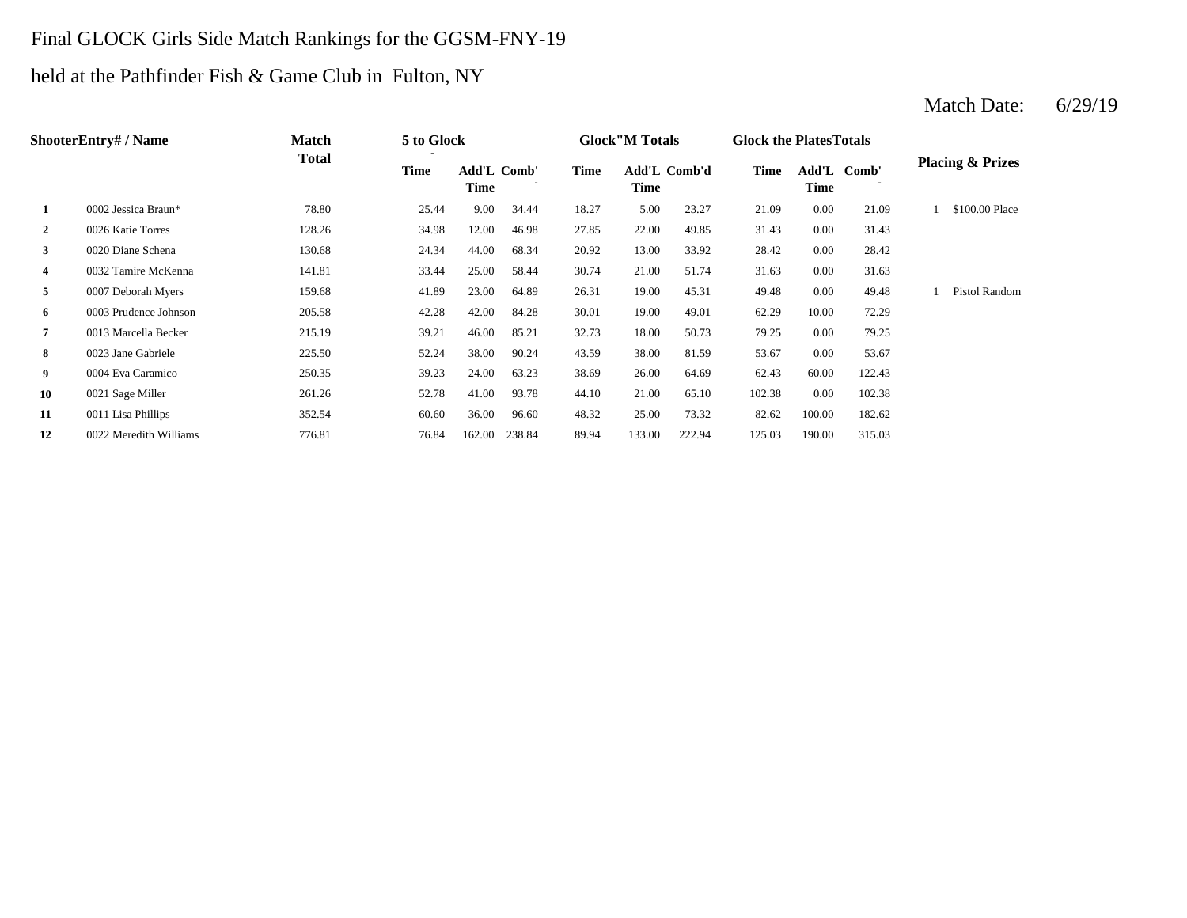# Final GLOCK Girls Side Match Rankings for the GGSM-FNY-19

## held at the Pathfinder Fish & Game Club in Fulton, NY

Match Date: 6/29/19

| Shooter | Entry# / Name | Match Total | 5 to Glock | | | Glock"M Totals | | | Glock the Plates Totals | | | Placing & Prizes | |
|---|---|---|---|---|---|---|---|---|---|---|---|---|---|
| | | | Time | Add'L Time | Comb' | Time | Add'L Time | Comb'd | Time | Add'L Time | Comb' | | |
| 1 | 0002 Jessica Braun* | 78.80 | 25.44 | 9.00 | 34.44 | 18.27 | 5.00 | 23.27 | 21.09 | 0.00 | 21.09 | 1 | $100.00 Place |
| 2 | 0026 Katie Torres | 128.26 | 34.98 | 12.00 | 46.98 | 27.85 | 22.00 | 49.85 | 31.43 | 0.00 | 31.43 | | |
| 3 | 0020 Diane Schena | 130.68 | 24.34 | 44.00 | 68.34 | 20.92 | 13.00 | 33.92 | 28.42 | 0.00 | 28.42 | | |
| 4 | 0032 Tamire McKenna | 141.81 | 33.44 | 25.00 | 58.44 | 30.74 | 21.00 | 51.74 | 31.63 | 0.00 | 31.63 | | |
| 5 | 0007 Deborah Myers | 159.68 | 41.89 | 23.00 | 64.89 | 26.31 | 19.00 | 45.31 | 49.48 | 0.00 | 49.48 | 1 | Pistol Random |
| 6 | 0003 Prudence Johnson | 205.58 | 42.28 | 42.00 | 84.28 | 30.01 | 19.00 | 49.01 | 62.29 | 10.00 | 72.29 | | |
| 7 | 0013 Marcella Becker | 215.19 | 39.21 | 46.00 | 85.21 | 32.73 | 18.00 | 50.73 | 79.25 | 0.00 | 79.25 | | |
| 8 | 0023 Jane Gabriele | 225.50 | 52.24 | 38.00 | 90.24 | 43.59 | 38.00 | 81.59 | 53.67 | 0.00 | 53.67 | | |
| 9 | 0004 Eva Caramico | 250.35 | 39.23 | 24.00 | 63.23 | 38.69 | 26.00 | 64.69 | 62.43 | 60.00 | 122.43 | | |
| 10 | 0021 Sage Miller | 261.26 | 52.78 | 41.00 | 93.78 | 44.10 | 21.00 | 65.10 | 102.38 | 0.00 | 102.38 | | |
| 11 | 0011 Lisa Phillips | 352.54 | 60.60 | 36.00 | 96.60 | 48.32 | 25.00 | 73.32 | 82.62 | 100.00 | 182.62 | | |
| 12 | 0022 Meredith Williams | 776.81 | 76.84 | 162.00 | 238.84 | 89.94 | 133.00 | 222.94 | 125.03 | 190.00 | 315.03 | | |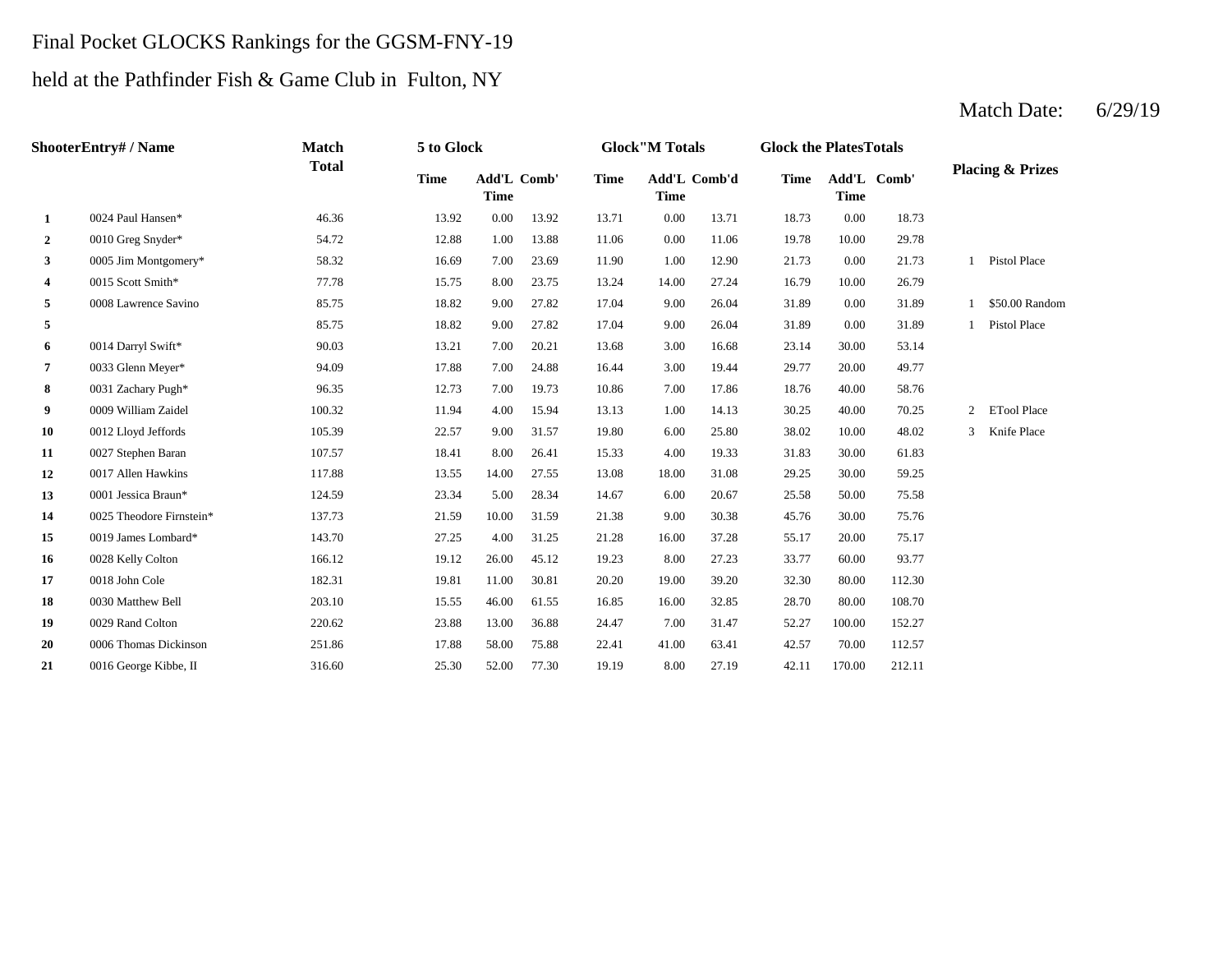Final Pocket GLOCKS Rankings for the GGSM-FNY-19

held at the Pathfinder Fish & Game Club in Fulton, NY

Match Date: 6/29/19

| Shooter | Entry# / Name | Match Total | 5 to Glock | | | Glock"M Totals | | | Glock the Plates Totals | | | Placing & Prizes | |
|---|---|---|---|---|---|---|---|---|---|---|---|---|---|
| | | | Time | Add'L Time | Comb' | Time | Add'L Time | Comb'd | Time | Add'L Time | Comb' | | |
| 1 | 0024 Paul Hansen* | 46.36 | 13.92 | 0.00 | 13.92 | 13.71 | 0.00 | 13.71 | 18.73 | 0.00 | 18.73 | | |
| 2 | 0010 Greg Snyder* | 54.72 | 12.88 | 1.00 | 13.88 | 11.06 | 0.00 | 11.06 | 19.78 | 10.00 | 29.78 | | |
| 3 | 0005 Jim Montgomery* | 58.32 | 16.69 | 7.00 | 23.69 | 11.90 | 1.00 | 12.90 | 21.73 | 0.00 | 21.73 | 1 | Pistol Place |
| 4 | 0015 Scott Smith* | 77.78 | 15.75 | 8.00 | 23.75 | 13.24 | 14.00 | 27.24 | 16.79 | 10.00 | 26.79 | | |
| 5 | 0008 Lawrence Savino | 85.75 | 18.82 | 9.00 | 27.82 | 17.04 | 9.00 | 26.04 | 31.89 | 0.00 | 31.89 | 1 | $50.00 Random |
| 5 | | 85.75 | 18.82 | 9.00 | 27.82 | 17.04 | 9.00 | 26.04 | 31.89 | 0.00 | 31.89 | 1 | Pistol Place |
| 6 | 0014 Darryl Swift* | 90.03 | 13.21 | 7.00 | 20.21 | 13.68 | 3.00 | 16.68 | 23.14 | 30.00 | 53.14 | | |
| 7 | 0033 Glenn Meyer* | 94.09 | 17.88 | 7.00 | 24.88 | 16.44 | 3.00 | 19.44 | 29.77 | 20.00 | 49.77 | | |
| 8 | 0031 Zachary Pugh* | 96.35 | 12.73 | 7.00 | 19.73 | 10.86 | 7.00 | 17.86 | 18.76 | 40.00 | 58.76 | | |
| 9 | 0009 William Zaidel | 100.32 | 11.94 | 4.00 | 15.94 | 13.13 | 1.00 | 14.13 | 30.25 | 40.00 | 70.25 | 2 | ETool Place |
| 10 | 0012 Lloyd Jeffords | 105.39 | 22.57 | 9.00 | 31.57 | 19.80 | 6.00 | 25.80 | 38.02 | 10.00 | 48.02 | 3 | Knife Place |
| 11 | 0027 Stephen Baran | 107.57 | 18.41 | 8.00 | 26.41 | 15.33 | 4.00 | 19.33 | 31.83 | 30.00 | 61.83 | | |
| 12 | 0017 Allen Hawkins | 117.88 | 13.55 | 14.00 | 27.55 | 13.08 | 18.00 | 31.08 | 29.25 | 30.00 | 59.25 | | |
| 13 | 0001 Jessica Braun* | 124.59 | 23.34 | 5.00 | 28.34 | 14.67 | 6.00 | 20.67 | 25.58 | 50.00 | 75.58 | | |
| 14 | 0025 Theodore Firnstein* | 137.73 | 21.59 | 10.00 | 31.59 | 21.38 | 9.00 | 30.38 | 45.76 | 30.00 | 75.76 | | |
| 15 | 0019 James Lombard* | 143.70 | 27.25 | 4.00 | 31.25 | 21.28 | 16.00 | 37.28 | 55.17 | 20.00 | 75.17 | | |
| 16 | 0028 Kelly Colton | 166.12 | 19.12 | 26.00 | 45.12 | 19.23 | 8.00 | 27.23 | 33.77 | 60.00 | 93.77 | | |
| 17 | 0018 John Cole | 182.31 | 19.81 | 11.00 | 30.81 | 20.20 | 19.00 | 39.20 | 32.30 | 80.00 | 112.30 | | |
| 18 | 0030 Matthew Bell | 203.10 | 15.55 | 46.00 | 61.55 | 16.85 | 16.00 | 32.85 | 28.70 | 80.00 | 108.70 | | |
| 19 | 0029 Rand Colton | 220.62 | 23.88 | 13.00 | 36.88 | 24.47 | 7.00 | 31.47 | 52.27 | 100.00 | 152.27 | | |
| 20 | 0006 Thomas Dickinson | 251.86 | 17.88 | 58.00 | 75.88 | 22.41 | 41.00 | 63.41 | 42.57 | 70.00 | 112.57 | | |
| 21 | 0016 George Kibbe, II | 316.60 | 25.30 | 52.00 | 77.30 | 19.19 | 8.00 | 27.19 | 42.11 | 170.00 | 212.11 | | |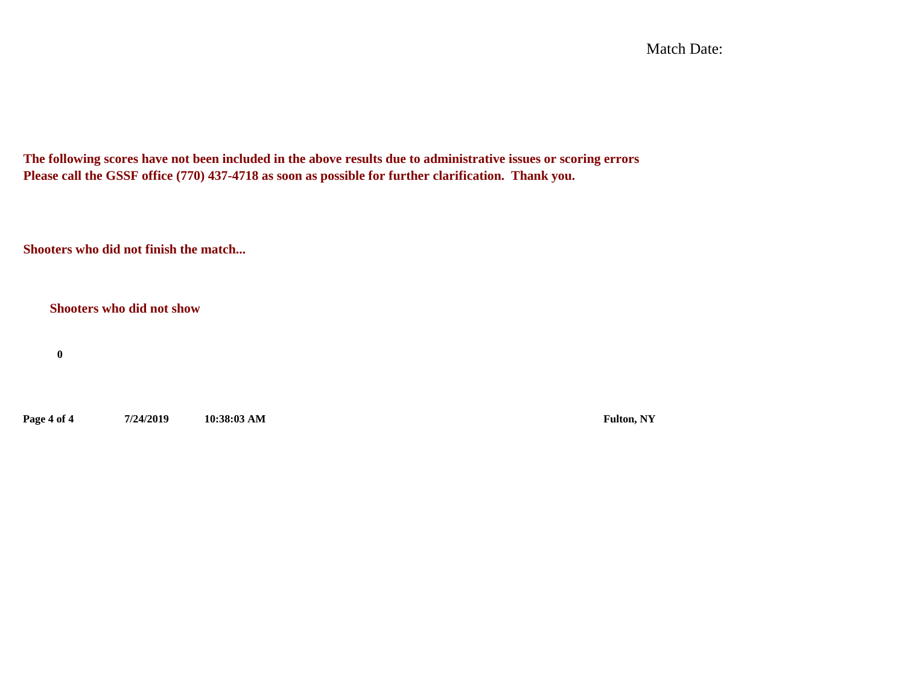Match Date:

**The following scores have not been included in the above results due to administrative issues or scoring errors**
**Please call the GSSF office (770) 437-4718 as soon as possible for further clarification. Thank you.**

**Shooters who did not finish the match...**

**Shooters who did not show**

**0**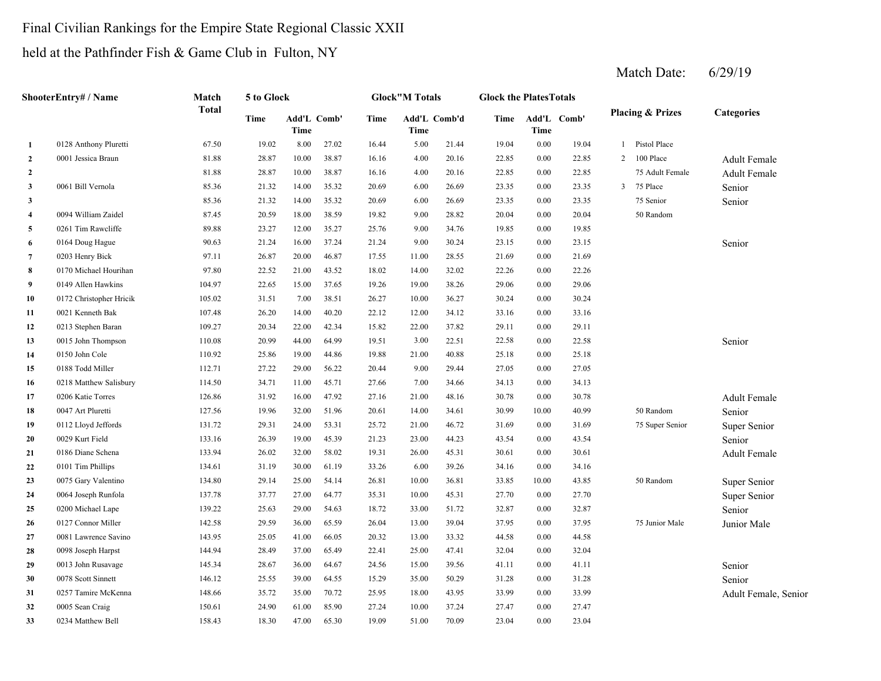Final Civilian Rankings for the Empire State Regional Classic XXII

held at the Pathfinder Fish & Game Club in Fulton, NY

Match Date: 6/29/19

| Shooter | Entry# / Name | Match Total | 5 to Glock | | | Glock"M Totals | | | Glock the Plates Totals | | | Placing & Prizes | Categories |
|---|---|---|---|---|---|---|---|---|---|---|---|---|---|
| | | | Time | Add'L Time | Comb' | Time | Add'L Time | Comb'd | Time | Add'L Time | Comb' | | |
| 1 | 0128 Anthony Pluretti | 67.50 | 19.02 | 8.00 | 27.02 | 16.44 | 5.00 | 21.44 | 19.04 | 0.00 | 19.04 | 1 Pistol Place | |
| 2 | 0001 Jessica Braun | 81.88 | 28.87 | 10.00 | 38.87 | 16.16 | 4.00 | 20.16 | 22.85 | 0.00 | 22.85 | 2 100 Place | Adult Female |
| 2 | | 81.88 | 28.87 | 10.00 | 38.87 | 16.16 | 4.00 | 20.16 | 22.85 | 0.00 | 22.85 | 75 Adult Female | Adult Female |
| 3 | 0061 Bill Vernola | 85.36 | 21.32 | 14.00 | 35.32 | 20.69 | 6.00 | 26.69 | 23.35 | 0.00 | 23.35 | 3 75 Place | Senior |
| 3 | | 85.36 | 21.32 | 14.00 | 35.32 | 20.69 | 6.00 | 26.69 | 23.35 | 0.00 | 23.35 | 75 Senior | Senior |
| 4 | 0094 William Zaidel | 87.45 | 20.59 | 18.00 | 38.59 | 19.82 | 9.00 | 28.82 | 20.04 | 0.00 | 20.04 | 50 Random | |
| 5 | 0261 Tim Rawcliffe | 89.88 | 23.27 | 12.00 | 35.27 | 25.76 | 9.00 | 34.76 | 19.85 | 0.00 | 19.85 | | |
| 6 | 0164 Doug Hague | 90.63 | 21.24 | 16.00 | 37.24 | 21.24 | 9.00 | 30.24 | 23.15 | 0.00 | 23.15 | | Senior |
| 7 | 0203 Henry Bick | 97.11 | 26.87 | 20.00 | 46.87 | 17.55 | 11.00 | 28.55 | 21.69 | 0.00 | 21.69 | | |
| 8 | 0170 Michael Hourihan | 97.80 | 22.52 | 21.00 | 43.52 | 18.02 | 14.00 | 32.02 | 22.26 | 0.00 | 22.26 | | |
| 9 | 0149 Allen Hawkins | 104.97 | 22.65 | 15.00 | 37.65 | 19.26 | 19.00 | 38.26 | 29.06 | 0.00 | 29.06 | | |
| 10 | 0172 Christopher Hricik | 105.02 | 31.51 | 7.00 | 38.51 | 26.27 | 10.00 | 36.27 | 30.24 | 0.00 | 30.24 | | |
| 11 | 0021 Kenneth Bak | 107.48 | 26.20 | 14.00 | 40.20 | 22.12 | 12.00 | 34.12 | 33.16 | 0.00 | 33.16 | | |
| 12 | 0213 Stephen Baran | 109.27 | 20.34 | 22.00 | 42.34 | 15.82 | 22.00 | 37.82 | 29.11 | 0.00 | 29.11 | | |
| 13 | 0015 John Thompson | 110.08 | 20.99 | 44.00 | 64.99 | 19.51 | 3.00 | 22.51 | 22.58 | 0.00 | 22.58 | | Senior |
| 14 | 0150 John Cole | 110.92 | 25.86 | 19.00 | 44.86 | 19.88 | 21.00 | 40.88 | 25.18 | 0.00 | 25.18 | | |
| 15 | 0188 Todd Miller | 112.71 | 27.22 | 29.00 | 56.22 | 20.44 | 9.00 | 29.44 | 27.05 | 0.00 | 27.05 | | |
| 16 | 0218 Matthew Salisbury | 114.50 | 34.71 | 11.00 | 45.71 | 27.66 | 7.00 | 34.66 | 34.13 | 0.00 | 34.13 | | |
| 17 | 0206 Katie Torres | 126.86 | 31.92 | 16.00 | 47.92 | 27.16 | 21.00 | 48.16 | 30.78 | 0.00 | 30.78 | | Adult Female |
| 18 | 0047 Art Pluretti | 127.56 | 19.96 | 32.00 | 51.96 | 20.61 | 14.00 | 34.61 | 30.99 | 10.00 | 40.99 | 50 Random | Senior |
| 19 | 0112 Lloyd Jeffords | 131.72 | 29.31 | 24.00 | 53.31 | 25.72 | 21.00 | 46.72 | 31.69 | 0.00 | 31.69 | 75 Super Senior | Super Senior |
| 20 | 0029 Kurt Field | 133.16 | 26.39 | 19.00 | 45.39 | 21.23 | 23.00 | 44.23 | 43.54 | 0.00 | 43.54 | | Senior |
| 21 | 0186 Diane Schena | 133.94 | 26.02 | 32.00 | 58.02 | 19.31 | 26.00 | 45.31 | 30.61 | 0.00 | 30.61 | | Adult Female |
| 22 | 0101 Tim Phillips | 134.61 | 31.19 | 30.00 | 61.19 | 33.26 | 6.00 | 39.26 | 34.16 | 0.00 | 34.16 | | |
| 23 | 0075 Gary Valentino | 134.80 | 29.14 | 25.00 | 54.14 | 26.81 | 10.00 | 36.81 | 33.85 | 10.00 | 43.85 | 50 Random | Super Senior |
| 24 | 0064 Joseph Runfola | 137.78 | 37.77 | 27.00 | 64.77 | 35.31 | 10.00 | 45.31 | 27.70 | 0.00 | 27.70 | | Super Senior |
| 25 | 0200 Michael Lape | 139.22 | 25.63 | 29.00 | 54.63 | 18.72 | 33.00 | 51.72 | 32.87 | 0.00 | 32.87 | | Senior |
| 26 | 0127 Connor Miller | 142.58 | 29.59 | 36.00 | 65.59 | 26.04 | 13.00 | 39.04 | 37.95 | 0.00 | 37.95 | 75 Junior Male | Junior Male |
| 27 | 0081 Lawrence Savino | 143.95 | 25.05 | 41.00 | 66.05 | 20.32 | 13.00 | 33.32 | 44.58 | 0.00 | 44.58 | | |
| 28 | 0098 Joseph Harpst | 144.94 | 28.49 | 37.00 | 65.49 | 22.41 | 25.00 | 47.41 | 32.04 | 0.00 | 32.04 | | |
| 29 | 0013 John Rusavage | 145.34 | 28.67 | 36.00 | 64.67 | 24.56 | 15.00 | 39.56 | 41.11 | 0.00 | 41.11 | | Senior |
| 30 | 0078 Scott Sinnett | 146.12 | 25.55 | 39.00 | 64.55 | 15.29 | 35.00 | 50.29 | 31.28 | 0.00 | 31.28 | | Senior |
| 31 | 0257 Tamire McKenna | 148.66 | 35.72 | 35.00 | 70.72 | 25.95 | 18.00 | 43.95 | 33.99 | 0.00 | 33.99 | | Adult Female, Senior |
| 32 | 0005 Sean Craig | 150.61 | 24.90 | 61.00 | 85.90 | 27.24 | 10.00 | 37.24 | 27.47 | 0.00 | 27.47 | | |
| 33 | 0234 Matthew Bell | 158.43 | 18.30 | 47.00 | 65.30 | 19.09 | 51.00 | 70.09 | 23.04 | 0.00 | 23.04 | | |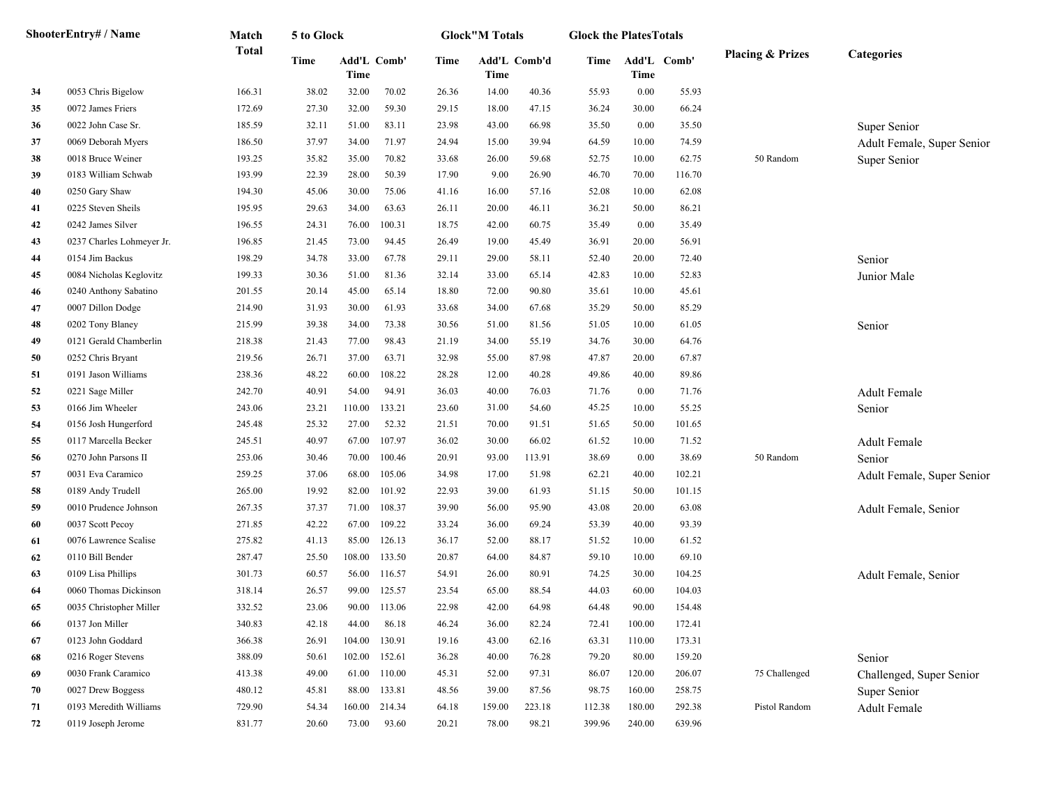| Shooter | Entry# / Name | Match Total | 5 to Glock Time | 5 to Glock Add'L Time | 5 to Glock Comb' | Glock"M Totals Time | Glock"M Totals Add'L Time | Glock"M Totals Comb'd | Glock the PlatesTotals Time | Glock the PlatesTotals Add'L Time | Glock the PlatesTotals Comb' | Placing & Prizes | Categories |
|---|---|---|---|---|---|---|---|---|---|---|---|---|---|
| 34 | 0053 Chris Bigelow | 166.31 | 38.02 | 32.00 | 70.02 | 26.36 | 14.00 | 40.36 | 55.93 | 0.00 | 55.93 | | |
| 35 | 0072 James Friers | 172.69 | 27.30 | 32.00 | 59.30 | 29.15 | 18.00 | 47.15 | 36.24 | 30.00 | 66.24 | | |
| 36 | 0022 John Case Sr. | 185.59 | 32.11 | 51.00 | 83.11 | 23.98 | 43.00 | 66.98 | 35.50 | 0.00 | 35.50 | | Super Senior |
| 37 | 0069 Deborah Myers | 186.50 | 37.97 | 34.00 | 71.97 | 24.94 | 15.00 | 39.94 | 64.59 | 10.00 | 74.59 | | Adult Female, Super Senior |
| 38 | 0018 Bruce Weiner | 193.25 | 35.82 | 35.00 | 70.82 | 33.68 | 26.00 | 59.68 | 52.75 | 10.00 | 62.75 | 50 Random | Super Senior |
| 39 | 0183 William Schwab | 193.99 | 22.39 | 28.00 | 50.39 | 17.90 | 9.00 | 26.90 | 46.70 | 70.00 | 116.70 | | |
| 40 | 0250 Gary Shaw | 194.30 | 45.06 | 30.00 | 75.06 | 41.16 | 16.00 | 57.16 | 52.08 | 10.00 | 62.08 | | |
| 41 | 0225 Steven Sheils | 195.95 | 29.63 | 34.00 | 63.63 | 26.11 | 20.00 | 46.11 | 36.21 | 50.00 | 86.21 | | |
| 42 | 0242 James Silver | 196.55 | 24.31 | 76.00 | 100.31 | 18.75 | 42.00 | 60.75 | 35.49 | 0.00 | 35.49 | | |
| 43 | 0237 Charles Lohmeyer Jr. | 196.85 | 21.45 | 73.00 | 94.45 | 26.49 | 19.00 | 45.49 | 36.91 | 20.00 | 56.91 | | |
| 44 | 0154 Jim Backus | 198.29 | 34.78 | 33.00 | 67.78 | 29.11 | 29.00 | 58.11 | 52.40 | 20.00 | 72.40 | | Senior |
| 45 | 0084 Nicholas Keglovitz | 199.33 | 30.36 | 51.00 | 81.36 | 32.14 | 33.00 | 65.14 | 42.83 | 10.00 | 52.83 | | Junior Male |
| 46 | 0240 Anthony Sabatino | 201.55 | 20.14 | 45.00 | 65.14 | 18.80 | 72.00 | 90.80 | 35.61 | 10.00 | 45.61 | | |
| 47 | 0007 Dillon Dodge | 214.90 | 31.93 | 30.00 | 61.93 | 33.68 | 34.00 | 67.68 | 35.29 | 50.00 | 85.29 | | |
| 48 | 0202 Tony Blaney | 215.99 | 39.38 | 34.00 | 73.38 | 30.56 | 51.00 | 81.56 | 51.05 | 10.00 | 61.05 | | Senior |
| 49 | 0121 Gerald Chamberlin | 218.38 | 21.43 | 77.00 | 98.43 | 21.19 | 34.00 | 55.19 | 34.76 | 30.00 | 64.76 | | |
| 50 | 0252 Chris Bryant | 219.56 | 26.71 | 37.00 | 63.71 | 32.98 | 55.00 | 87.98 | 47.87 | 20.00 | 67.87 | | |
| 51 | 0191 Jason Williams | 238.36 | 48.22 | 60.00 | 108.22 | 28.28 | 12.00 | 40.28 | 49.86 | 40.00 | 89.86 | | |
| 52 | 0221 Sage Miller | 242.70 | 40.91 | 54.00 | 94.91 | 36.03 | 40.00 | 76.03 | 71.76 | 0.00 | 71.76 | | Adult Female |
| 53 | 0166 Jim Wheeler | 243.06 | 23.21 | 110.00 | 133.21 | 23.60 | 31.00 | 54.60 | 45.25 | 10.00 | 55.25 | | Senior |
| 54 | 0156 Josh Hungerford | 245.48 | 25.32 | 27.00 | 52.32 | 21.51 | 70.00 | 91.51 | 51.65 | 50.00 | 101.65 | | |
| 55 | 0117 Marcella Becker | 245.51 | 40.97 | 67.00 | 107.97 | 36.02 | 30.00 | 66.02 | 61.52 | 10.00 | 71.52 | | Adult Female |
| 56 | 0270 John Parsons II | 253.06 | 30.46 | 70.00 | 100.46 | 20.91 | 93.00 | 113.91 | 38.69 | 0.00 | 38.69 | 50 Random | Senior |
| 57 | 0031 Eva Caramico | 259.25 | 37.06 | 68.00 | 105.06 | 34.98 | 17.00 | 51.98 | 62.21 | 40.00 | 102.21 | | Adult Female, Super Senior |
| 58 | 0189 Andy Trudell | 265.00 | 19.92 | 82.00 | 101.92 | 22.93 | 39.00 | 61.93 | 51.15 | 50.00 | 101.15 | | |
| 59 | 0010 Prudence Johnson | 267.35 | 37.37 | 71.00 | 108.37 | 39.90 | 56.00 | 95.90 | 43.08 | 20.00 | 63.08 | | Adult Female, Senior |
| 60 | 0037 Scott Pecoy | 271.85 | 42.22 | 67.00 | 109.22 | 33.24 | 36.00 | 69.24 | 53.39 | 40.00 | 93.39 | | |
| 61 | 0076 Lawrence Scalise | 275.82 | 41.13 | 85.00 | 126.13 | 36.17 | 52.00 | 88.17 | 51.52 | 10.00 | 61.52 | | |
| 62 | 0110 Bill Bender | 287.47 | 25.50 | 108.00 | 133.50 | 20.87 | 64.00 | 84.87 | 59.10 | 10.00 | 69.10 | | |
| 63 | 0109 Lisa Phillips | 301.73 | 60.57 | 56.00 | 116.57 | 54.91 | 26.00 | 80.91 | 74.25 | 30.00 | 104.25 | | Adult Female, Senior |
| 64 | 0060 Thomas Dickinson | 318.14 | 26.57 | 99.00 | 125.57 | 23.54 | 65.00 | 88.54 | 44.03 | 60.00 | 104.03 | | |
| 65 | 0035 Christopher Miller | 332.52 | 23.06 | 90.00 | 113.06 | 22.98 | 42.00 | 64.98 | 64.48 | 90.00 | 154.48 | | |
| 66 | 0137 Jon Miller | 340.83 | 42.18 | 44.00 | 86.18 | 46.24 | 36.00 | 82.24 | 72.41 | 100.00 | 172.41 | | |
| 67 | 0123 John Goddard | 366.38 | 26.91 | 104.00 | 130.91 | 19.16 | 43.00 | 62.16 | 63.31 | 110.00 | 173.31 | | |
| 68 | 0216 Roger Stevens | 388.09 | 50.61 | 102.00 | 152.61 | 36.28 | 40.00 | 76.28 | 79.20 | 80.00 | 159.20 | | Senior |
| 69 | 0030 Frank Caramico | 413.38 | 49.00 | 61.00 | 110.00 | 45.31 | 52.00 | 97.31 | 86.07 | 120.00 | 206.07 | 75 Challenged | Challenged, Super Senior |
| 70 | 0027 Drew Boggess | 480.12 | 45.81 | 88.00 | 133.81 | 48.56 | 39.00 | 87.56 | 98.75 | 160.00 | 258.75 | | Super Senior |
| 71 | 0193 Meredith Williams | 729.90 | 54.34 | 160.00 | 214.34 | 64.18 | 159.00 | 223.18 | 112.38 | 180.00 | 292.38 | Pistol Random | Adult Female |
| 72 | 0119 Joseph Jerome | 831.77 | 20.60 | 73.00 | 93.60 | 20.21 | 78.00 | 98.21 | 399.96 | 240.00 | 639.96 | | |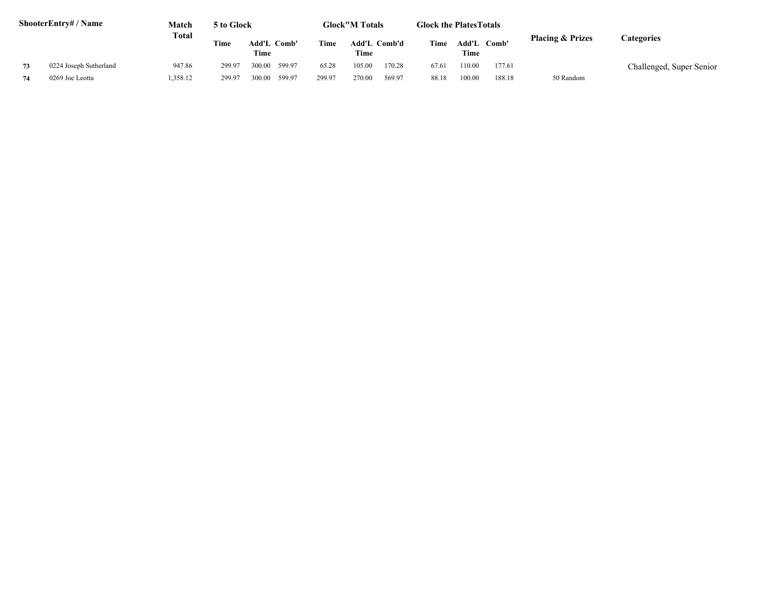| Shooter | Entry# / Name | Match Total | 5 to Glock | | | Glock"M Totals | | | Glock the Plates Totals | | | Placing & Prizes | Categories |
|---|---|---|---|---|---|---|---|---|---|---|---|---|---|
| | | | Time | Add'L Time | Comb' | Time | Add'L Time | Comb'd | Time | Add'L Time | Comb' | | |
| **73** | 0224 Joseph Sutherland | 947.86 | 299.97 | 300.00 | 599.97 | 65.28 | 105.00 | 170.28 | 67.61 | 110.00 | 177.61 | | Challenged, Super Senior |
| **74** | 0269 Joe Leotta | 1,358.12 | 299.97 | 300.00 | 599.97 | 299.97 | 270.00 | 569.97 | 88.18 | 100.00 | 188.18 | 50 Random | |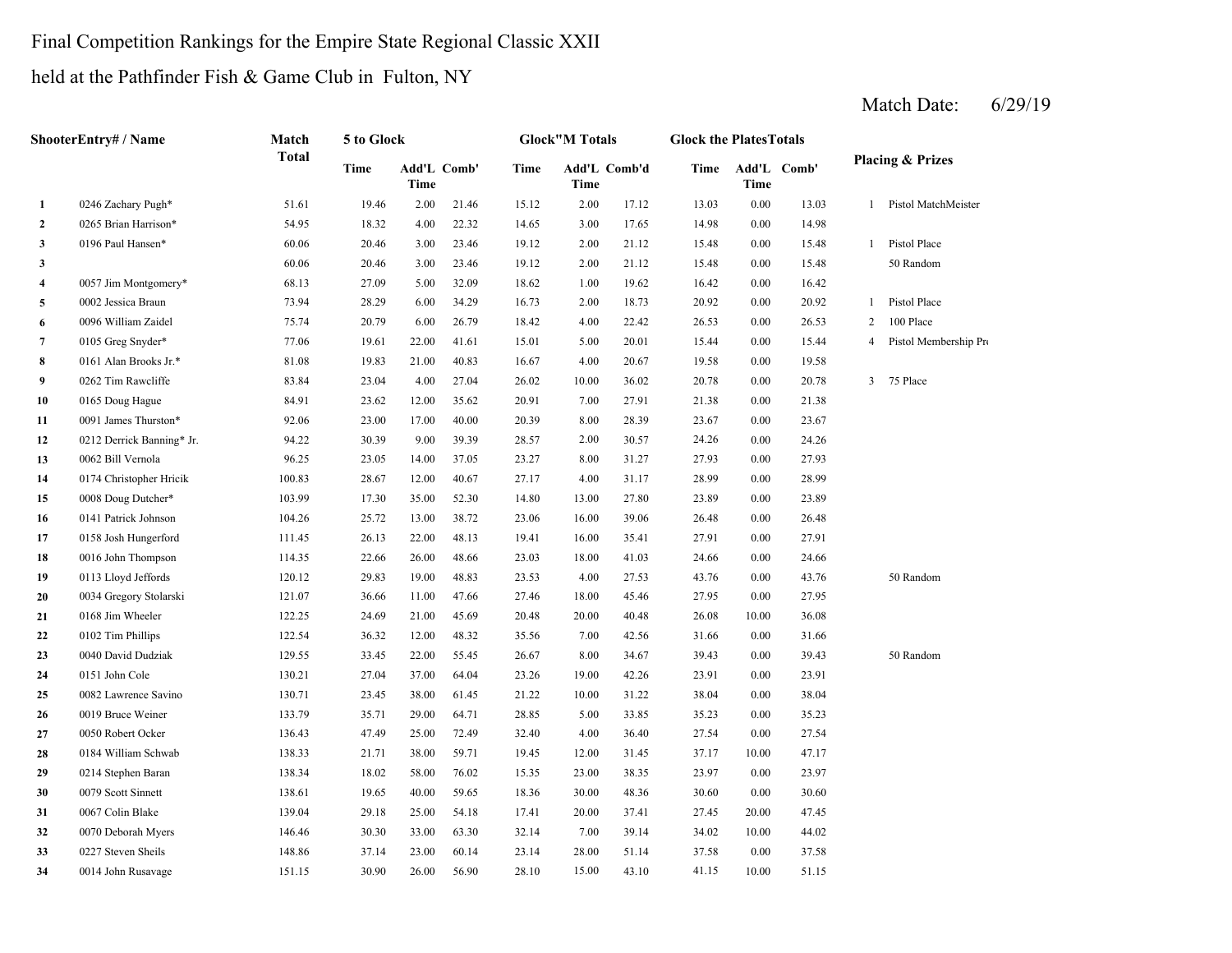Final Competition Rankings for the Empire State Regional Classic XXII

held at the Pathfinder Fish & Game Club in Fulton, NY

Match Date: 6/29/19

| Shooter | Entry# / Name | Match Total | 5 to Glock | | | Glock"M Totals | | | Glock the Plates Totals | | | Placing & Prizes | |
|---|---|---|---|---|---|---|---|---|---|---|---|---|---|
| | | | Time | Add'L Time | Comb' | Time | Add'L Time | Comb'd | Time | Add'L Time | Comb' | | |
| 1 | 0246 Zachary Pugh* | 51.61 | 19.46 | 2.00 | 21.46 | 15.12 | 2.00 | 17.12 | 13.03 | 0.00 | 13.03 | 1 | Pistol MatchMeister |
| 2 | 0265 Brian Harrison* | 54.95 | 18.32 | 4.00 | 22.32 | 14.65 | 3.00 | 17.65 | 14.98 | 0.00 | 14.98 | | |
| 3 | 0196 Paul Hansen* | 60.06 | 20.46 | 3.00 | 23.46 | 19.12 | 2.00 | 21.12 | 15.48 | 0.00 | 15.48 | 1 | Pistol Place |
| 3 | | 60.06 | 20.46 | 3.00 | 23.46 | 19.12 | 2.00 | 21.12 | 15.48 | 0.00 | 15.48 | | 50 Random |
| 4 | 0057 Jim Montgomery* | 68.13 | 27.09 | 5.00 | 32.09 | 18.62 | 1.00 | 19.62 | 16.42 | 0.00 | 16.42 | | |
| 5 | 0002 Jessica Braun | 73.94 | 28.29 | 6.00 | 34.29 | 16.73 | 2.00 | 18.73 | 20.92 | 0.00 | 20.92 | 1 | Pistol Place |
| 6 | 0096 William Zaidel | 75.74 | 20.79 | 6.00 | 26.79 | 18.42 | 4.00 | 22.42 | 26.53 | 0.00 | 26.53 | 2 | 100 Place |
| 7 | 0105 Greg Snyder* | 77.06 | 19.61 | 22.00 | 41.61 | 15.01 | 5.00 | 20.01 | 15.44 | 0.00 | 15.44 | 4 | Pistol Membership Pr |
| 8 | 0161 Alan Brooks Jr.* | 81.08 | 19.83 | 21.00 | 40.83 | 16.67 | 4.00 | 20.67 | 19.58 | 0.00 | 19.58 | | |
| 9 | 0262 Tim Rawcliffe | 83.84 | 23.04 | 4.00 | 27.04 | 26.02 | 10.00 | 36.02 | 20.78 | 0.00 | 20.78 | 3 | 75 Place |
| 10 | 0165 Doug Hague | 84.91 | 23.62 | 12.00 | 35.62 | 20.91 | 7.00 | 27.91 | 21.38 | 0.00 | 21.38 | | |
| 11 | 0091 James Thurston* | 92.06 | 23.00 | 17.00 | 40.00 | 20.39 | 8.00 | 28.39 | 23.67 | 0.00 | 23.67 | | |
| 12 | 0212 Derrick Banning* Jr. | 94.22 | 30.39 | 9.00 | 39.39 | 28.57 | 2.00 | 30.57 | 24.26 | 0.00 | 24.26 | | |
| 13 | 0062 Bill Vernola | 96.25 | 23.05 | 14.00 | 37.05 | 23.27 | 8.00 | 31.27 | 27.93 | 0.00 | 27.93 | | |
| 14 | 0174 Christopher Hricik | 100.83 | 28.67 | 12.00 | 40.67 | 27.17 | 4.00 | 31.17 | 28.99 | 0.00 | 28.99 | | |
| 15 | 0008 Doug Dutcher* | 103.99 | 17.30 | 35.00 | 52.30 | 14.80 | 13.00 | 27.80 | 23.89 | 0.00 | 23.89 | | |
| 16 | 0141 Patrick Johnson | 104.26 | 25.72 | 13.00 | 38.72 | 23.06 | 16.00 | 39.06 | 26.48 | 0.00 | 26.48 | | |
| 17 | 0158 Josh Hungerford | 111.45 | 26.13 | 22.00 | 48.13 | 19.41 | 16.00 | 35.41 | 27.91 | 0.00 | 27.91 | | |
| 18 | 0016 John Thompson | 114.35 | 22.66 | 26.00 | 48.66 | 23.03 | 18.00 | 41.03 | 24.66 | 0.00 | 24.66 | | |
| 19 | 0113 Lloyd Jeffords | 120.12 | 29.83 | 19.00 | 48.83 | 23.53 | 4.00 | 27.53 | 43.76 | 0.00 | 43.76 | | 50 Random |
| 20 | 0034 Gregory Stolarski | 121.07 | 36.66 | 11.00 | 47.66 | 27.46 | 18.00 | 45.46 | 27.95 | 0.00 | 27.95 | | |
| 21 | 0168 Jim Wheeler | 122.25 | 24.69 | 21.00 | 45.69 | 20.48 | 20.00 | 40.48 | 26.08 | 10.00 | 36.08 | | |
| 22 | 0102 Tim Phillips | 122.54 | 36.32 | 12.00 | 48.32 | 35.56 | 7.00 | 42.56 | 31.66 | 0.00 | 31.66 | | |
| 23 | 0040 David Dudziak | 129.55 | 33.45 | 22.00 | 55.45 | 26.67 | 8.00 | 34.67 | 39.43 | 0.00 | 39.43 | | 50 Random |
| 24 | 0151 John Cole | 130.21 | 27.04 | 37.00 | 64.04 | 23.26 | 19.00 | 42.26 | 23.91 | 0.00 | 23.91 | | |
| 25 | 0082 Lawrence Savino | 130.71 | 23.45 | 38.00 | 61.45 | 21.22 | 10.00 | 31.22 | 38.04 | 0.00 | 38.04 | | |
| 26 | 0019 Bruce Weiner | 133.79 | 35.71 | 29.00 | 64.71 | 28.85 | 5.00 | 33.85 | 35.23 | 0.00 | 35.23 | | |
| 27 | 0050 Robert Ocker | 136.43 | 47.49 | 25.00 | 72.49 | 32.40 | 4.00 | 36.40 | 27.54 | 0.00 | 27.54 | | |
| 28 | 0184 William Schwab | 138.33 | 21.71 | 38.00 | 59.71 | 19.45 | 12.00 | 31.45 | 37.17 | 10.00 | 47.17 | | |
| 29 | 0214 Stephen Baran | 138.34 | 18.02 | 58.00 | 76.02 | 15.35 | 23.00 | 38.35 | 23.97 | 0.00 | 23.97 | | |
| 30 | 0079 Scott Sinnett | 138.61 | 19.65 | 40.00 | 59.65 | 18.36 | 30.00 | 48.36 | 30.60 | 0.00 | 30.60 | | |
| 31 | 0067 Colin Blake | 139.04 | 29.18 | 25.00 | 54.18 | 17.41 | 20.00 | 37.41 | 27.45 | 20.00 | 47.45 | | |
| 32 | 0070 Deborah Myers | 146.46 | 30.30 | 33.00 | 63.30 | 32.14 | 7.00 | 39.14 | 34.02 | 10.00 | 44.02 | | |
| 33 | 0227 Steven Sheils | 148.86 | 37.14 | 23.00 | 60.14 | 23.14 | 28.00 | 51.14 | 37.58 | 0.00 | 37.58 | | |
| 34 | 0014 John Rusavage | 151.15 | 30.90 | 26.00 | 56.90 | 28.10 | 15.00 | 43.10 | 41.15 | 10.00 | 51.15 | | |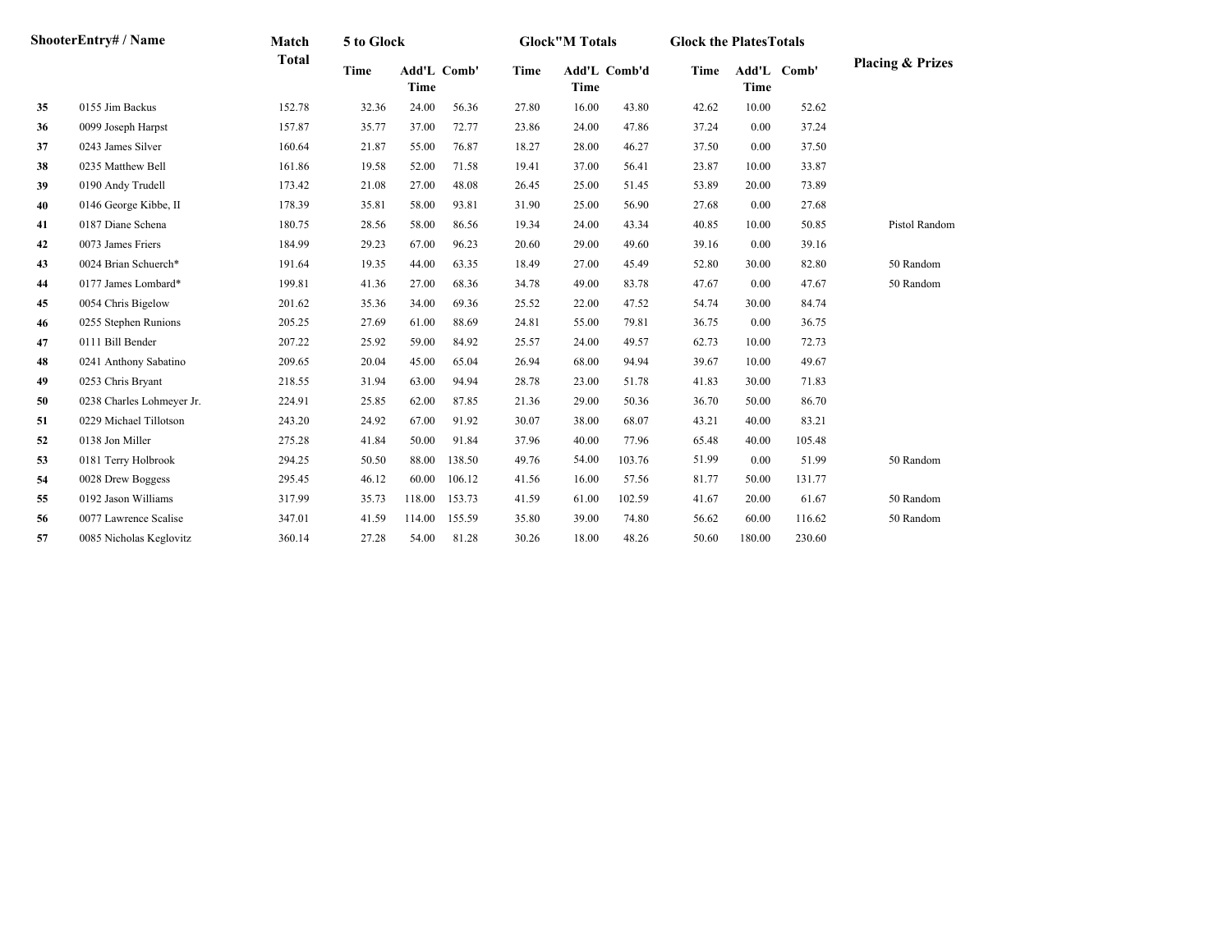| Shooter | Entry# / Name | Match Total | 5 to Glock | | | Glock"M Totals | | | Glock the Plates Totals | | | Placing & Prizes |
|---|---|---|---|---|---|---|---|---|---|---|---|---|
| | | | Time | Add'L Time | Comb' | Time | Add'L Time | Comb'd | Time | Add'L Time | Comb' | |
| 35 | 0155 Jim Backus | 152.78 | 32.36 | 24.00 | 56.36 | 27.80 | 16.00 | 43.80 | 42.62 | 10.00 | 52.62 | |
| 36 | 0099 Joseph Harpst | 157.87 | 35.77 | 37.00 | 72.77 | 23.86 | 24.00 | 47.86 | 37.24 | 0.00 | 37.24 | |
| 37 | 0243 James Silver | 160.64 | 21.87 | 55.00 | 76.87 | 18.27 | 28.00 | 46.27 | 37.50 | 0.00 | 37.50 | |
| 38 | 0235 Matthew Bell | 161.86 | 19.58 | 52.00 | 71.58 | 19.41 | 37.00 | 56.41 | 23.87 | 10.00 | 33.87 | |
| 39 | 0190 Andy Trudell | 173.42 | 21.08 | 27.00 | 48.08 | 26.45 | 25.00 | 51.45 | 53.89 | 20.00 | 73.89 | |
| 40 | 0146 George Kibbe, II | 178.39 | 35.81 | 58.00 | 93.81 | 31.90 | 25.00 | 56.90 | 27.68 | 0.00 | 27.68 | |
| 41 | 0187 Diane Schena | 180.75 | 28.56 | 58.00 | 86.56 | 19.34 | 24.00 | 43.34 | 40.85 | 10.00 | 50.85 | Pistol Random |
| 42 | 0073 James Friers | 184.99 | 29.23 | 67.00 | 96.23 | 20.60 | 29.00 | 49.60 | 39.16 | 0.00 | 39.16 | |
| 43 | 0024 Brian Schuerch* | 191.64 | 19.35 | 44.00 | 63.35 | 18.49 | 27.00 | 45.49 | 52.80 | 30.00 | 82.80 | 50 Random |
| 44 | 0177 James Lombard* | 199.81 | 41.36 | 27.00 | 68.36 | 34.78 | 49.00 | 83.78 | 47.67 | 0.00 | 47.67 | 50 Random |
| 45 | 0054 Chris Bigelow | 201.62 | 35.36 | 34.00 | 69.36 | 25.52 | 22.00 | 47.52 | 54.74 | 30.00 | 84.74 | |
| 46 | 0255 Stephen Runions | 205.25 | 27.69 | 61.00 | 88.69 | 24.81 | 55.00 | 79.81 | 36.75 | 0.00 | 36.75 | |
| 47 | 0111 Bill Bender | 207.22 | 25.92 | 59.00 | 84.92 | 25.57 | 24.00 | 49.57 | 62.73 | 10.00 | 72.73 | |
| 48 | 0241 Anthony Sabatino | 209.65 | 20.04 | 45.00 | 65.04 | 26.94 | 68.00 | 94.94 | 39.67 | 10.00 | 49.67 | |
| 49 | 0253 Chris Bryant | 218.55 | 31.94 | 63.00 | 94.94 | 28.78 | 23.00 | 51.78 | 41.83 | 30.00 | 71.83 | |
| 50 | 0238 Charles Lohmeyer Jr. | 224.91 | 25.85 | 62.00 | 87.85 | 21.36 | 29.00 | 50.36 | 36.70 | 50.00 | 86.70 | |
| 51 | 0229 Michael Tillotson | 243.20 | 24.92 | 67.00 | 91.92 | 30.07 | 38.00 | 68.07 | 43.21 | 40.00 | 83.21 | |
| 52 | 0138 Jon Miller | 275.28 | 41.84 | 50.00 | 91.84 | 37.96 | 40.00 | 77.96 | 65.48 | 40.00 | 105.48 | |
| 53 | 0181 Terry Holbrook | 294.25 | 50.50 | 88.00 | 138.50 | 49.76 | 54.00 | 103.76 | 51.99 | 0.00 | 51.99 | 50 Random |
| 54 | 0028 Drew Boggess | 295.45 | 46.12 | 60.00 | 106.12 | 41.56 | 16.00 | 57.56 | 81.77 | 50.00 | 131.77 | |
| 55 | 0192 Jason Williams | 317.99 | 35.73 | 118.00 | 153.73 | 41.59 | 61.00 | 102.59 | 41.67 | 20.00 | 61.67 | 50 Random |
| 56 | 0077 Lawrence Scalise | 347.01 | 41.59 | 114.00 | 155.59 | 35.80 | 39.00 | 74.80 | 56.62 | 60.00 | 116.62 | 50 Random |
| 57 | 0085 Nicholas Keglovitz | 360.14 | 27.28 | 54.00 | 81.28 | 30.26 | 18.00 | 48.26 | 50.60 | 180.00 | 230.60 | |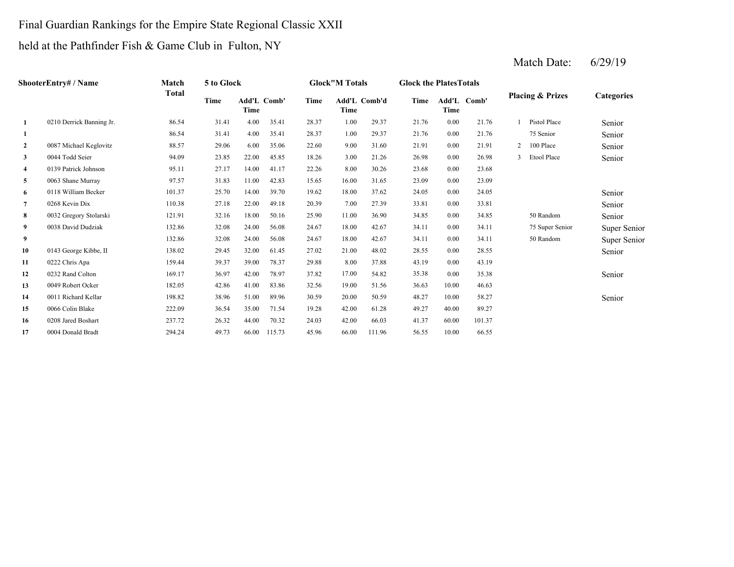Final Guardian Rankings for the Empire State Regional Classic XXII

held at the Pathfinder Fish & Game Club in Fulton, NY

Match Date: 6/29/19

| Shooter | Entry# / Name | Match Total | 5 to Glock | | | Glock"M Totals | | | Glock the Plates Totals | | | Placing & Prizes | | Categories |
|---|---|---|---|---|---|---|---|---|---|---|---|---|---|---|
| | | | Time | Add'L Time | Comb' | Time | Add'L Time | Comb'd | Time | Add'L Time | Comb' | | | |
| 1 | 0210 Derrick Banning Jr. | 86.54 | 31.41 | 4.00 | 35.41 | 28.37 | 1.00 | 29.37 | 21.76 | 0.00 | 21.76 | 1 | Pistol Place | Senior |
| 1 | | 86.54 | 31.41 | 4.00 | 35.41 | 28.37 | 1.00 | 29.37 | 21.76 | 0.00 | 21.76 | | 75 Senior | Senior |
| 2 | 0087 Michael Keglovitz | 88.57 | 29.06 | 6.00 | 35.06 | 22.60 | 9.00 | 31.60 | 21.91 | 0.00 | 21.91 | 2 | 100 Place | Senior |
| 3 | 0044 Todd Seier | 94.09 | 23.85 | 22.00 | 45.85 | 18.26 | 3.00 | 21.26 | 26.98 | 0.00 | 26.98 | 3 | Etool Place | Senior |
| 4 | 0139 Patrick Johnson | 95.11 | 27.17 | 14.00 | 41.17 | 22.26 | 8.00 | 30.26 | 23.68 | 0.00 | 23.68 | | | |
| 5 | 0063 Shane Murray | 97.57 | 31.83 | 11.00 | 42.83 | 15.65 | 16.00 | 31.65 | 23.09 | 0.00 | 23.09 | | | |
| 6 | 0118 William Becker | 101.37 | 25.70 | 14.00 | 39.70 | 19.62 | 18.00 | 37.62 | 24.05 | 0.00 | 24.05 | | | Senior |
| 7 | 0268 Kevin Dix | 110.38 | 27.18 | 22.00 | 49.18 | 20.39 | 7.00 | 27.39 | 33.81 | 0.00 | 33.81 | | | Senior |
| 8 | 0032 Gregory Stolarski | 121.91 | 32.16 | 18.00 | 50.16 | 25.90 | 11.00 | 36.90 | 34.85 | 0.00 | 34.85 | | 50 Random | Senior |
| 9 | 0038 David Dudziak | 132.86 | 32.08 | 24.00 | 56.08 | 24.67 | 18.00 | 42.67 | 34.11 | 0.00 | 34.11 | | 75 Super Senior | Super Senior |
| 9 | | 132.86 | 32.08 | 24.00 | 56.08 | 24.67 | 18.00 | 42.67 | 34.11 | 0.00 | 34.11 | | 50 Random | Super Senior |
| 10 | 0143 George Kibbe, II | 138.02 | 29.45 | 32.00 | 61.45 | 27.02 | 21.00 | 48.02 | 28.55 | 0.00 | 28.55 | | | Senior |
| 11 | 0222 Chris Apa | 159.44 | 39.37 | 39.00 | 78.37 | 29.88 | 8.00 | 37.88 | 43.19 | 0.00 | 43.19 | | | |
| 12 | 0232 Rand Colton | 169.17 | 36.97 | 42.00 | 78.97 | 37.82 | 17.00 | 54.82 | 35.38 | 0.00 | 35.38 | | | Senior |
| 13 | 0049 Robert Ocker | 182.05 | 42.86 | 41.00 | 83.86 | 32.56 | 19.00 | 51.56 | 36.63 | 10.00 | 46.63 | | | |
| 14 | 0011 Richard Kellar | 198.82 | 38.96 | 51.00 | 89.96 | 30.59 | 20.00 | 50.59 | 48.27 | 10.00 | 58.27 | | | Senior |
| 15 | 0066 Colin Blake | 222.09 | 36.54 | 35.00 | 71.54 | 19.28 | 42.00 | 61.28 | 49.27 | 40.00 | 89.27 | | | |
| 16 | 0208 Jared Boshart | 237.72 | 26.32 | 44.00 | 70.32 | 24.03 | 42.00 | 66.03 | 41.37 | 60.00 | 101.37 | | | |
| 17 | 0004 Donald Bradt | 294.24 | 49.73 | 66.00 | 115.73 | 45.96 | 66.00 | 111.96 | 56.55 | 10.00 | 66.55 | | | |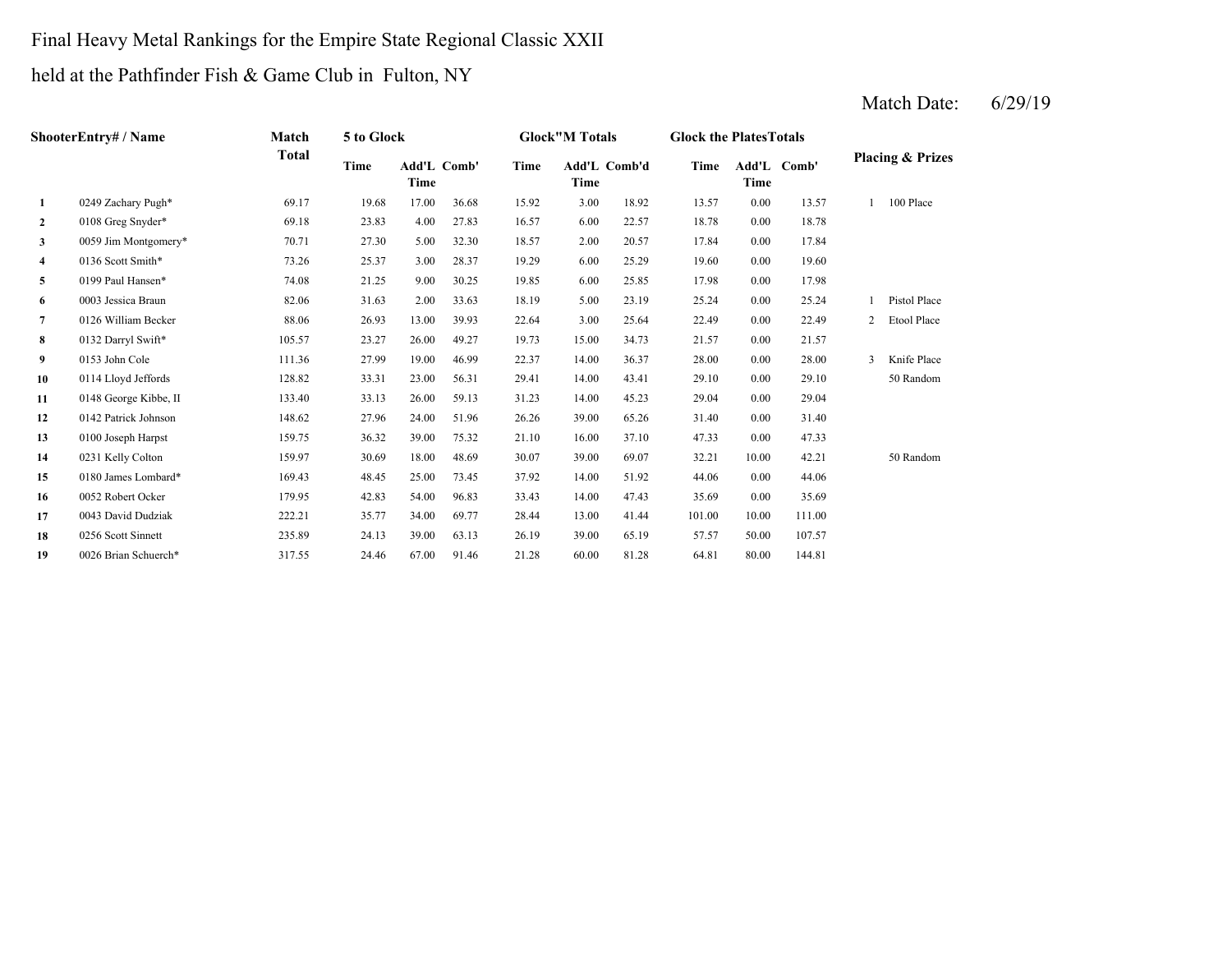Final Heavy Metal Rankings for the Empire State Regional Classic XXII

held at the Pathfinder Fish & Game Club in Fulton, NY

Match Date: 6/29/19

| Shooter | Entry# / Name | Match Total | 5 to Glock | | | Glock"M Totals | | | Glock the Plates Totals | | | Placing & Prizes | |
|---|---|---|---|---|---|---|---|---|---|---|---|---|---|
| | | | Time | Add'L Time | Comb' | Time | Add'L Time | Comb'd | Time | Add'L Time | Comb' | | |
| 1 | 0249 Zachary Pugh* | 69.17 | 19.68 | 17.00 | 36.68 | 15.92 | 3.00 | 18.92 | 13.57 | 0.00 | 13.57 | 1 | 100 Place |
| 2 | 0108 Greg Snyder* | 69.18 | 23.83 | 4.00 | 27.83 | 16.57 | 6.00 | 22.57 | 18.78 | 0.00 | 18.78 | | |
| 3 | 0059 Jim Montgomery* | 70.71 | 27.30 | 5.00 | 32.30 | 18.57 | 2.00 | 20.57 | 17.84 | 0.00 | 17.84 | | |
| 4 | 0136 Scott Smith* | 73.26 | 25.37 | 3.00 | 28.37 | 19.29 | 6.00 | 25.29 | 19.60 | 0.00 | 19.60 | | |
| 5 | 0199 Paul Hansen* | 74.08 | 21.25 | 9.00 | 30.25 | 19.85 | 6.00 | 25.85 | 17.98 | 0.00 | 17.98 | | |
| 6 | 0003 Jessica Braun | 82.06 | 31.63 | 2.00 | 33.63 | 18.19 | 5.00 | 23.19 | 25.24 | 0.00 | 25.24 | 1 | Pistol Place |
| 7 | 0126 William Becker | 88.06 | 26.93 | 13.00 | 39.93 | 22.64 | 3.00 | 25.64 | 22.49 | 0.00 | 22.49 | 2 | Etool Place |
| 8 | 0132 Darryl Swift* | 105.57 | 23.27 | 26.00 | 49.27 | 19.73 | 15.00 | 34.73 | 21.57 | 0.00 | 21.57 | | |
| 9 | 0153 John Cole | 111.36 | 27.99 | 19.00 | 46.99 | 22.37 | 14.00 | 36.37 | 28.00 | 0.00 | 28.00 | 3 | Knife Place |
| 10 | 0114 Lloyd Jeffords | 128.82 | 33.31 | 23.00 | 56.31 | 29.41 | 14.00 | 43.41 | 29.10 | 0.00 | 29.10 | | 50 Random |
| 11 | 0148 George Kibbe, II | 133.40 | 33.13 | 26.00 | 59.13 | 31.23 | 14.00 | 45.23 | 29.04 | 0.00 | 29.04 | | |
| 12 | 0142 Patrick Johnson | 148.62 | 27.96 | 24.00 | 51.96 | 26.26 | 39.00 | 65.26 | 31.40 | 0.00 | 31.40 | | |
| 13 | 0100 Joseph Harpst | 159.75 | 36.32 | 39.00 | 75.32 | 21.10 | 16.00 | 37.10 | 47.33 | 0.00 | 47.33 | | |
| 14 | 0231 Kelly Colton | 159.97 | 30.69 | 18.00 | 48.69 | 30.07 | 39.00 | 69.07 | 32.21 | 10.00 | 42.21 | | 50 Random |
| 15 | 0180 James Lombard* | 169.43 | 48.45 | 25.00 | 73.45 | 37.92 | 14.00 | 51.92 | 44.06 | 0.00 | 44.06 | | |
| 16 | 0052 Robert Ocker | 179.95 | 42.83 | 54.00 | 96.83 | 33.43 | 14.00 | 47.43 | 35.69 | 0.00 | 35.69 | | |
| 17 | 0043 David Dudziak | 222.21 | 35.77 | 34.00 | 69.77 | 28.44 | 13.00 | 41.44 | 101.00 | 10.00 | 111.00 | | |
| 18 | 0256 Scott Sinnett | 235.89 | 24.13 | 39.00 | 63.13 | 26.19 | 39.00 | 65.19 | 57.57 | 50.00 | 107.57 | | |
| 19 | 0026 Brian Schuerch* | 317.55 | 24.46 | 67.00 | 91.46 | 21.28 | 60.00 | 81.28 | 64.81 | 80.00 | 144.81 | | |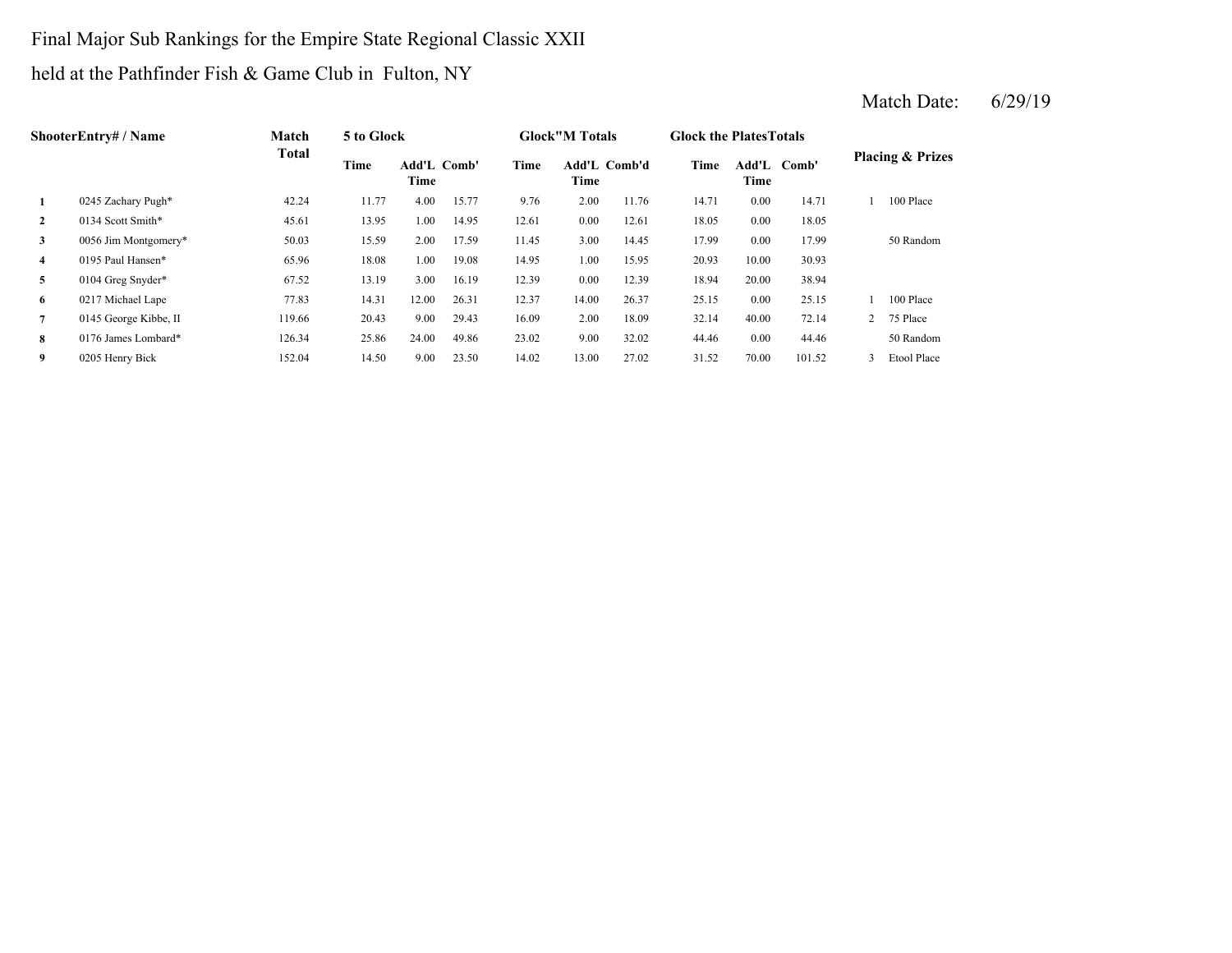Final Major Sub Rankings for the Empire State Regional Classic XXII

held at the Pathfinder Fish & Game Club in Fulton, NY

Match Date: 6/29/19

| Shooter | Entry# / Name | Match Total | 5 to Glock | | | Glock"M Totals | | | Glock the PlatesTotals | | | Placing & Prizes | |
|---|---|---|---|---|---|---|---|---|---|---|---|---|---|
| | | | Time | Add'L Time | Comb' | Time | Add'L Time | Comb'd | Time | Add'L Time | Comb' | | |
| 1 | 0245 Zachary Pugh* | 42.24 | 11.77 | 4.00 | 15.77 | 9.76 | 2.00 | 11.76 | 14.71 | 0.00 | 14.71 | 1 | 100 Place |
| 2 | 0134 Scott Smith* | 45.61 | 13.95 | 1.00 | 14.95 | 12.61 | 0.00 | 12.61 | 18.05 | 0.00 | 18.05 | | |
| 3 | 0056 Jim Montgomery* | 50.03 | 15.59 | 2.00 | 17.59 | 11.45 | 3.00 | 14.45 | 17.99 | 0.00 | 17.99 | | 50 Random |
| 4 | 0195 Paul Hansen* | 65.96 | 18.08 | 1.00 | 19.08 | 14.95 | 1.00 | 15.95 | 20.93 | 10.00 | 30.93 | | |
| 5 | 0104 Greg Snyder* | 67.52 | 13.19 | 3.00 | 16.19 | 12.39 | 0.00 | 12.39 | 18.94 | 20.00 | 38.94 | | |
| 6 | 0217 Michael Lape | 77.83 | 14.31 | 12.00 | 26.31 | 12.37 | 14.00 | 26.37 | 25.15 | 0.00 | 25.15 | 1 | 100 Place |
| 7 | 0145 George Kibbe, II | 119.66 | 20.43 | 9.00 | 29.43 | 16.09 | 2.00 | 18.09 | 32.14 | 40.00 | 72.14 | 2 | 75 Place |
| 8 | 0176 James Lombard* | 126.34 | 25.86 | 24.00 | 49.86 | 23.02 | 9.00 | 32.02 | 44.46 | 0.00 | 44.46 | | 50 Random |
| 9 | 0205 Henry Bick | 152.04 | 14.50 | 9.00 | 23.50 | 14.02 | 13.00 | 27.02 | 31.52 | 70.00 | 101.52 | 3 | Etool Place |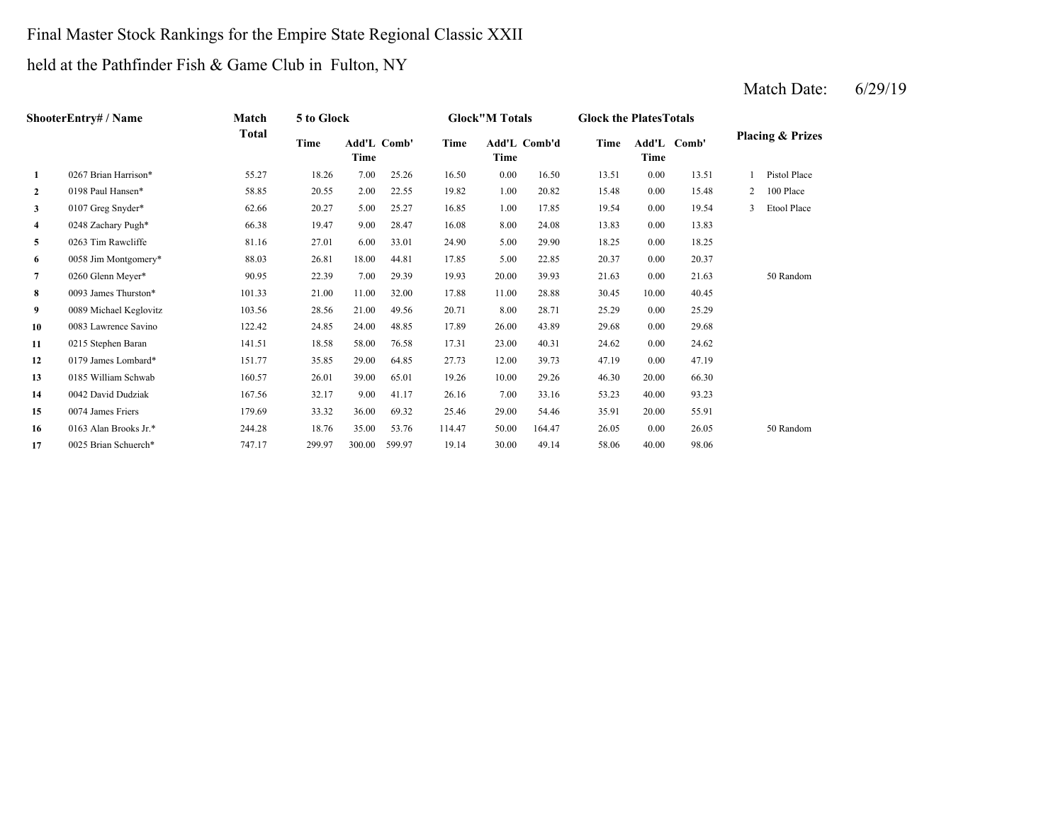Final Master Stock Rankings for the Empire State Regional Classic XXII

held at the Pathfinder Fish & Game Club in Fulton, NY

Match Date: 6/29/19

| Shooter | Entry# / Name | Match Total | 5 to Glock | | | Glock"M Totals | | | Glock the Plates Totals | | | Placing & Prizes | |
|---|---|---|---|---|---|---|---|---|---|---|---|---|---|
| | | | Time | Add'L Time | Comb' | Time | Add'L Time | Comb'd | Time | Add'L Time | Comb' | | |
| 1 | 0267 Brian Harrison* | 55.27 | 18.26 | 7.00 | 25.26 | 16.50 | 0.00 | 16.50 | 13.51 | 0.00 | 13.51 | 1 | Pistol Place |
| 2 | 0198 Paul Hansen* | 58.85 | 20.55 | 2.00 | 22.55 | 19.82 | 1.00 | 20.82 | 15.48 | 0.00 | 15.48 | 2 | 100 Place |
| 3 | 0107 Greg Snyder* | 62.66 | 20.27 | 5.00 | 25.27 | 16.85 | 1.00 | 17.85 | 19.54 | 0.00 | 19.54 | 3 | Etool Place |
| 4 | 0248 Zachary Pugh* | 66.38 | 19.47 | 9.00 | 28.47 | 16.08 | 8.00 | 24.08 | 13.83 | 0.00 | 13.83 | | |
| 5 | 0263 Tim Rawcliffe | 81.16 | 27.01 | 6.00 | 33.01 | 24.90 | 5.00 | 29.90 | 18.25 | 0.00 | 18.25 | | |
| 6 | 0058 Jim Montgomery* | 88.03 | 26.81 | 18.00 | 44.81 | 17.85 | 5.00 | 22.85 | 20.37 | 0.00 | 20.37 | | |
| 7 | 0260 Glenn Meyer* | 90.95 | 22.39 | 7.00 | 29.39 | 19.93 | 20.00 | 39.93 | 21.63 | 0.00 | 21.63 | | 50 Random |
| 8 | 0093 James Thurston* | 101.33 | 21.00 | 11.00 | 32.00 | 17.88 | 11.00 | 28.88 | 30.45 | 10.00 | 40.45 | | |
| 9 | 0089 Michael Keglovitz | 103.56 | 28.56 | 21.00 | 49.56 | 20.71 | 8.00 | 28.71 | 25.29 | 0.00 | 25.29 | | |
| 10 | 0083 Lawrence Savino | 122.42 | 24.85 | 24.00 | 48.85 | 17.89 | 26.00 | 43.89 | 29.68 | 0.00 | 29.68 | | |
| 11 | 0215 Stephen Baran | 141.51 | 18.58 | 58.00 | 76.58 | 17.31 | 23.00 | 40.31 | 24.62 | 0.00 | 24.62 | | |
| 12 | 0179 James Lombard* | 151.77 | 35.85 | 29.00 | 64.85 | 27.73 | 12.00 | 39.73 | 47.19 | 0.00 | 47.19 | | |
| 13 | 0185 William Schwab | 160.57 | 26.01 | 39.00 | 65.01 | 19.26 | 10.00 | 29.26 | 46.30 | 20.00 | 66.30 | | |
| 14 | 0042 David Dudziak | 167.56 | 32.17 | 9.00 | 41.17 | 26.16 | 7.00 | 33.16 | 53.23 | 40.00 | 93.23 | | |
| 15 | 0074 James Friers | 179.69 | 33.32 | 36.00 | 69.32 | 25.46 | 29.00 | 54.46 | 35.91 | 20.00 | 55.91 | | |
| 16 | 0163 Alan Brooks Jr.* | 244.28 | 18.76 | 35.00 | 53.76 | 114.47 | 50.00 | 164.47 | 26.05 | 0.00 | 26.05 | | 50 Random |
| 17 | 0025 Brian Schuerch* | 747.17 | 299.97 | 300.00 | 599.97 | 19.14 | 30.00 | 49.14 | 58.06 | 40.00 | 98.06 | | |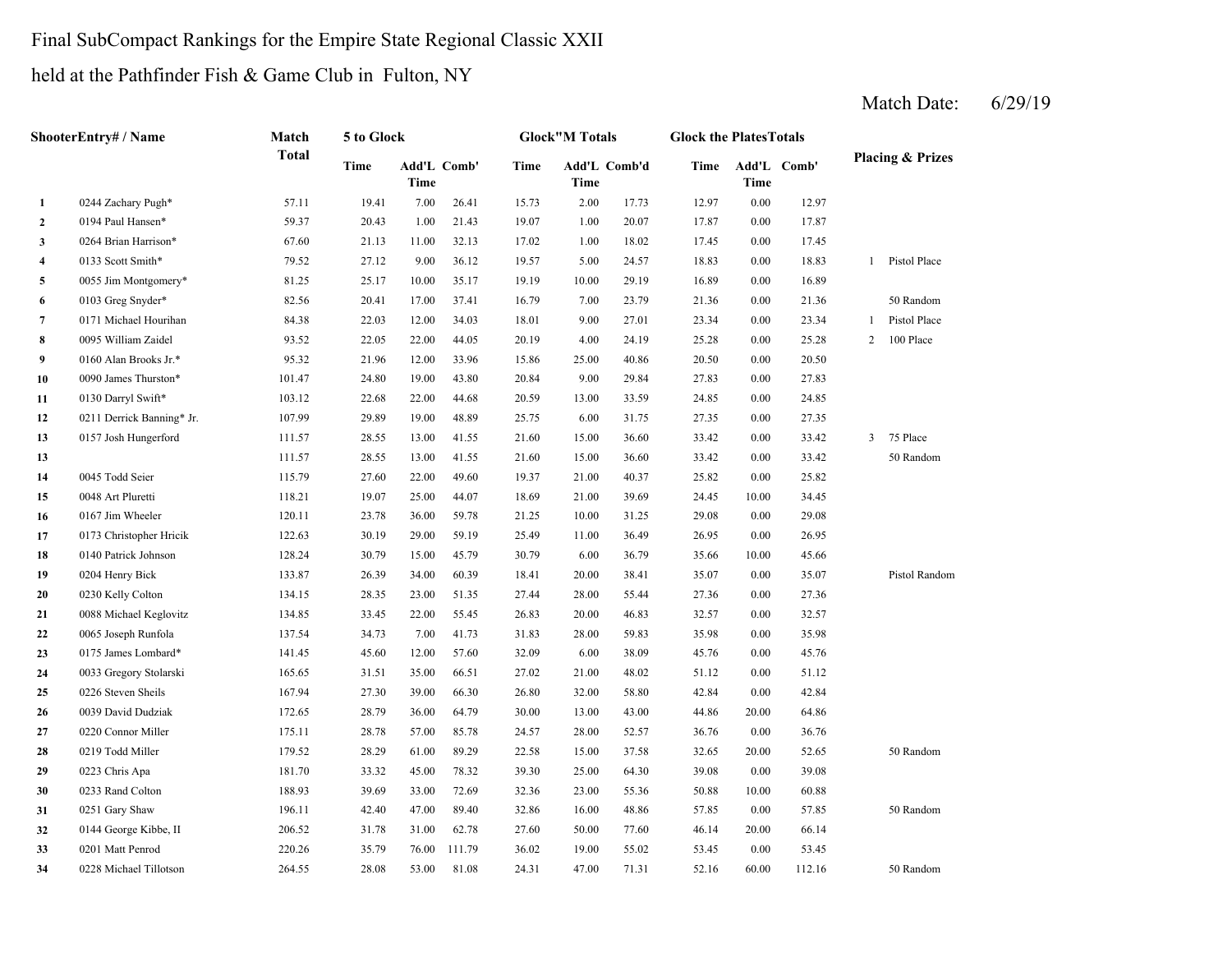Final SubCompact Rankings for the Empire State Regional Classic XXII

held at the Pathfinder Fish & Game Club in Fulton, NY

Match Date: 6/29/19

| Shooter | Entry# / Name | Match Total | 5 to Glock | | | Glock"M Totals | | | Glock the PlatesTotals | | | Placing & Prizes | |
|---|---|---|---|---|---|---|---|---|---|---|---|---|---|
| | | | Time | Add'L Time | Comb' | Time | Add'L Time | Comb'd | Time | Add'L Time | Comb' | | |
| 1 | 0244 Zachary Pugh* | 57.11 | 19.41 | 7.00 | 26.41 | 15.73 | 2.00 | 17.73 | 12.97 | 0.00 | 12.97 | | |
| 2 | 0194 Paul Hansen* | 59.37 | 20.43 | 1.00 | 21.43 | 19.07 | 1.00 | 20.07 | 17.87 | 0.00 | 17.87 | | |
| 3 | 0264 Brian Harrison* | 67.60 | 21.13 | 11.00 | 32.13 | 17.02 | 1.00 | 18.02 | 17.45 | 0.00 | 17.45 | | |
| 4 | 0133 Scott Smith* | 79.52 | 27.12 | 9.00 | 36.12 | 19.57 | 5.00 | 24.57 | 18.83 | 0.00 | 18.83 | 1 | Pistol Place |
| 5 | 0055 Jim Montgomery* | 81.25 | 25.17 | 10.00 | 35.17 | 19.19 | 10.00 | 29.19 | 16.89 | 0.00 | 16.89 | | |
| 6 | 0103 Greg Snyder* | 82.56 | 20.41 | 17.00 | 37.41 | 16.79 | 7.00 | 23.79 | 21.36 | 0.00 | 21.36 | | 50 Random |
| 7 | 0171 Michael Hourihan | 84.38 | 22.03 | 12.00 | 34.03 | 18.01 | 9.00 | 27.01 | 23.34 | 0.00 | 23.34 | 1 | Pistol Place |
| 8 | 0095 William Zaidel | 93.52 | 22.05 | 22.00 | 44.05 | 20.19 | 4.00 | 24.19 | 25.28 | 0.00 | 25.28 | 2 | 100 Place |
| 9 | 0160 Alan Brooks Jr.* | 95.32 | 21.96 | 12.00 | 33.96 | 15.86 | 25.00 | 40.86 | 20.50 | 0.00 | 20.50 | | |
| 10 | 0090 James Thurston* | 101.47 | 24.80 | 19.00 | 43.80 | 20.84 | 9.00 | 29.84 | 27.83 | 0.00 | 27.83 | | |
| 11 | 0130 Darryl Swift* | 103.12 | 22.68 | 22.00 | 44.68 | 20.59 | 13.00 | 33.59 | 24.85 | 0.00 | 24.85 | | |
| 12 | 0211 Derrick Banning* Jr. | 107.99 | 29.89 | 19.00 | 48.89 | 25.75 | 6.00 | 31.75 | 27.35 | 0.00 | 27.35 | | |
| 13 | 0157 Josh Hungerford | 111.57 | 28.55 | 13.00 | 41.55 | 21.60 | 15.00 | 36.60 | 33.42 | 0.00 | 33.42 | 3 | 75 Place |
| 13 | | 111.57 | 28.55 | 13.00 | 41.55 | 21.60 | 15.00 | 36.60 | 33.42 | 0.00 | 33.42 | | 50 Random |
| 14 | 0045 Todd Seier | 115.79 | 27.60 | 22.00 | 49.60 | 19.37 | 21.00 | 40.37 | 25.82 | 0.00 | 25.82 | | |
| 15 | 0048 Art Pluretti | 118.21 | 19.07 | 25.00 | 44.07 | 18.69 | 21.00 | 39.69 | 24.45 | 10.00 | 34.45 | | |
| 16 | 0167 Jim Wheeler | 120.11 | 23.78 | 36.00 | 59.78 | 21.25 | 10.00 | 31.25 | 29.08 | 0.00 | 29.08 | | |
| 17 | 0173 Christopher Hricik | 122.63 | 30.19 | 29.00 | 59.19 | 25.49 | 11.00 | 36.49 | 26.95 | 0.00 | 26.95 | | |
| 18 | 0140 Patrick Johnson | 128.24 | 30.79 | 15.00 | 45.79 | 30.79 | 6.00 | 36.79 | 35.66 | 10.00 | 45.66 | | |
| 19 | 0204 Henry Bick | 133.87 | 26.39 | 34.00 | 60.39 | 18.41 | 20.00 | 38.41 | 35.07 | 0.00 | 35.07 | | Pistol Random |
| 20 | 0230 Kelly Colton | 134.15 | 28.35 | 23.00 | 51.35 | 27.44 | 28.00 | 55.44 | 27.36 | 0.00 | 27.36 | | |
| 21 | 0088 Michael Keglovitz | 134.85 | 33.45 | 22.00 | 55.45 | 26.83 | 20.00 | 46.83 | 32.57 | 0.00 | 32.57 | | |
| 22 | 0065 Joseph Runfola | 137.54 | 34.73 | 7.00 | 41.73 | 31.83 | 28.00 | 59.83 | 35.98 | 0.00 | 35.98 | | |
| 23 | 0175 James Lombard* | 141.45 | 45.60 | 12.00 | 57.60 | 32.09 | 6.00 | 38.09 | 45.76 | 0.00 | 45.76 | | |
| 24 | 0033 Gregory Stolarski | 165.65 | 31.51 | 35.00 | 66.51 | 27.02 | 21.00 | 48.02 | 51.12 | 0.00 | 51.12 | | |
| 25 | 0226 Steven Sheils | 167.94 | 27.30 | 39.00 | 66.30 | 26.80 | 32.00 | 58.80 | 42.84 | 0.00 | 42.84 | | |
| 26 | 0039 David Dudziak | 172.65 | 28.79 | 36.00 | 64.79 | 30.00 | 13.00 | 43.00 | 44.86 | 20.00 | 64.86 | | |
| 27 | 0220 Connor Miller | 175.11 | 28.78 | 57.00 | 85.78 | 24.57 | 28.00 | 52.57 | 36.76 | 0.00 | 36.76 | | |
| 28 | 0219 Todd Miller | 179.52 | 28.29 | 61.00 | 89.29 | 22.58 | 15.00 | 37.58 | 32.65 | 20.00 | 52.65 | | 50 Random |
| 29 | 0223 Chris Apa | 181.70 | 33.32 | 45.00 | 78.32 | 39.30 | 25.00 | 64.30 | 39.08 | 0.00 | 39.08 | | |
| 30 | 0233 Rand Colton | 188.93 | 39.69 | 33.00 | 72.69 | 32.36 | 23.00 | 55.36 | 50.88 | 10.00 | 60.88 | | |
| 31 | 0251 Gary Shaw | 196.11 | 42.40 | 47.00 | 89.40 | 32.86 | 16.00 | 48.86 | 57.85 | 0.00 | 57.85 | | 50 Random |
| 32 | 0144 George Kibbe, II | 206.52 | 31.78 | 31.00 | 62.78 | 27.60 | 50.00 | 77.60 | 46.14 | 20.00 | 66.14 | | |
| 33 | 0201 Matt Penrod | 220.26 | 35.79 | 76.00 | 111.79 | 36.02 | 19.00 | 55.02 | 53.45 | 0.00 | 53.45 | | |
| 34 | 0228 Michael Tillotson | 264.55 | 28.08 | 53.00 | 81.08 | 24.31 | 47.00 | 71.31 | 52.16 | 60.00 | 112.16 | | 50 Random |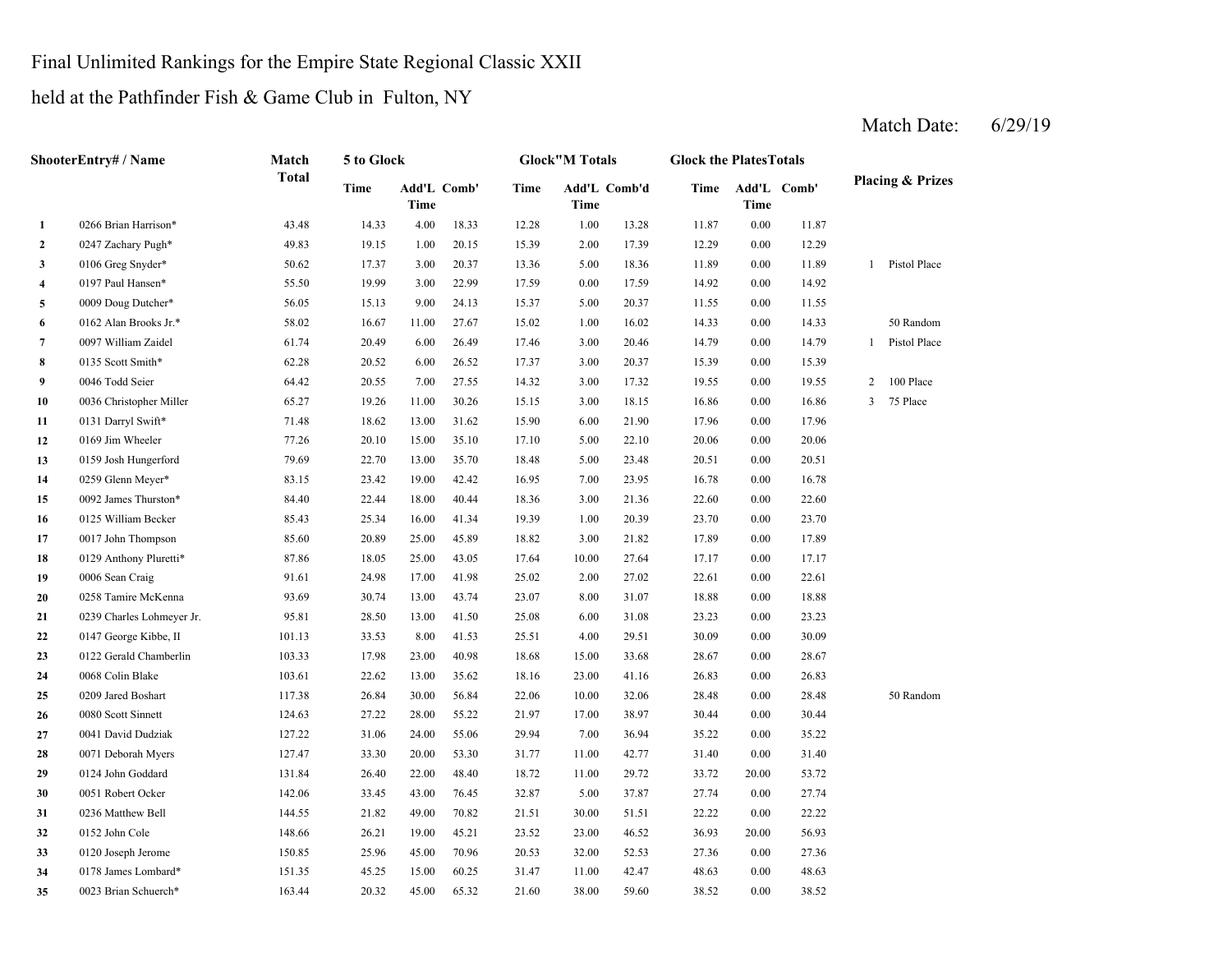Final Unlimited Rankings for the Empire State Regional Classic XXII

held at the Pathfinder Fish & Game Club in Fulton, NY

Match Date: 6/29/19

| | ShooterEntry# / Name | Match Total | 5 to Glock | | | Glock"M Totals | | | Glock the PlatesTotals | | | Placing & Prizes | |
|---|---|---|---|---|---|---|---|---|---|---|---|---|---|
| | | | Time | Add'L Time | Comb' | Time | Add'L Time | Comb'd | Time | Add'L Time | Comb' | | |
| 1 | 0266 Brian Harrison* | 43.48 | 14.33 | 4.00 | 18.33 | 12.28 | 1.00 | 13.28 | 11.87 | 0.00 | 11.87 | | |
| 2 | 0247 Zachary Pugh* | 49.83 | 19.15 | 1.00 | 20.15 | 15.39 | 2.00 | 17.39 | 12.29 | 0.00 | 12.29 | | |
| 3 | 0106 Greg Snyder* | 50.62 | 17.37 | 3.00 | 20.37 | 13.36 | 5.00 | 18.36 | 11.89 | 0.00 | 11.89 | 1 | Pistol Place |
| 4 | 0197 Paul Hansen* | 55.50 | 19.99 | 3.00 | 22.99 | 17.59 | 0.00 | 17.59 | 14.92 | 0.00 | 14.92 | | |
| 5 | 0009 Doug Dutcher* | 56.05 | 15.13 | 9.00 | 24.13 | 15.37 | 5.00 | 20.37 | 11.55 | 0.00 | 11.55 | | |
| 6 | 0162 Alan Brooks Jr.* | 58.02 | 16.67 | 11.00 | 27.67 | 15.02 | 1.00 | 16.02 | 14.33 | 0.00 | 14.33 | | 50 Random |
| 7 | 0097 William Zaidel | 61.74 | 20.49 | 6.00 | 26.49 | 17.46 | 3.00 | 20.46 | 14.79 | 0.00 | 14.79 | 1 | Pistol Place |
| 8 | 0135 Scott Smith* | 62.28 | 20.52 | 6.00 | 26.52 | 17.37 | 3.00 | 20.37 | 15.39 | 0.00 | 15.39 | | |
| 9 | 0046 Todd Seier | 64.42 | 20.55 | 7.00 | 27.55 | 14.32 | 3.00 | 17.32 | 19.55 | 0.00 | 19.55 | 2 | 100 Place |
| 10 | 0036 Christopher Miller | 65.27 | 19.26 | 11.00 | 30.26 | 15.15 | 3.00 | 18.15 | 16.86 | 0.00 | 16.86 | 3 | 75 Place |
| 11 | 0131 Darryl Swift* | 71.48 | 18.62 | 13.00 | 31.62 | 15.90 | 6.00 | 21.90 | 17.96 | 0.00 | 17.96 | | |
| 12 | 0169 Jim Wheeler | 77.26 | 20.10 | 15.00 | 35.10 | 17.10 | 5.00 | 22.10 | 20.06 | 0.00 | 20.06 | | |
| 13 | 0159 Josh Hungerford | 79.69 | 22.70 | 13.00 | 35.70 | 18.48 | 5.00 | 23.48 | 20.51 | 0.00 | 20.51 | | |
| 14 | 0259 Glenn Meyer* | 83.15 | 23.42 | 19.00 | 42.42 | 16.95 | 7.00 | 23.95 | 16.78 | 0.00 | 16.78 | | |
| 15 | 0092 James Thurston* | 84.40 | 22.44 | 18.00 | 40.44 | 18.36 | 3.00 | 21.36 | 22.60 | 0.00 | 22.60 | | |
| 16 | 0125 William Becker | 85.43 | 25.34 | 16.00 | 41.34 | 19.39 | 1.00 | 20.39 | 23.70 | 0.00 | 23.70 | | |
| 17 | 0017 John Thompson | 85.60 | 20.89 | 25.00 | 45.89 | 18.82 | 3.00 | 21.82 | 17.89 | 0.00 | 17.89 | | |
| 18 | 0129 Anthony Pluretti* | 87.86 | 18.05 | 25.00 | 43.05 | 17.64 | 10.00 | 27.64 | 17.17 | 0.00 | 17.17 | | |
| 19 | 0006 Sean Craig | 91.61 | 24.98 | 17.00 | 41.98 | 25.02 | 2.00 | 27.02 | 22.61 | 0.00 | 22.61 | | |
| 20 | 0258 Tamire McKenna | 93.69 | 30.74 | 13.00 | 43.74 | 23.07 | 8.00 | 31.07 | 18.88 | 0.00 | 18.88 | | |
| 21 | 0239 Charles Lohmeyer Jr. | 95.81 | 28.50 | 13.00 | 41.50 | 25.08 | 6.00 | 31.08 | 23.23 | 0.00 | 23.23 | | |
| 22 | 0147 George Kibbe, II | 101.13 | 33.53 | 8.00 | 41.53 | 25.51 | 4.00 | 29.51 | 30.09 | 0.00 | 30.09 | | |
| 23 | 0122 Gerald Chamberlin | 103.33 | 17.98 | 23.00 | 40.98 | 18.68 | 15.00 | 33.68 | 28.67 | 0.00 | 28.67 | | |
| 24 | 0068 Colin Blake | 103.61 | 22.62 | 13.00 | 35.62 | 18.16 | 23.00 | 41.16 | 26.83 | 0.00 | 26.83 | | |
| 25 | 0209 Jared Boshart | 117.38 | 26.84 | 30.00 | 56.84 | 22.06 | 10.00 | 32.06 | 28.48 | 0.00 | 28.48 | | 50 Random |
| 26 | 0080 Scott Sinnett | 124.63 | 27.22 | 28.00 | 55.22 | 21.97 | 17.00 | 38.97 | 30.44 | 0.00 | 30.44 | | |
| 27 | 0041 David Dudziak | 127.22 | 31.06 | 24.00 | 55.06 | 29.94 | 7.00 | 36.94 | 35.22 | 0.00 | 35.22 | | |
| 28 | 0071 Deborah Myers | 127.47 | 33.30 | 20.00 | 53.30 | 31.77 | 11.00 | 42.77 | 31.40 | 0.00 | 31.40 | | |
| 29 | 0124 John Goddard | 131.84 | 26.40 | 22.00 | 48.40 | 18.72 | 11.00 | 29.72 | 33.72 | 20.00 | 53.72 | | |
| 30 | 0051 Robert Ocker | 142.06 | 33.45 | 43.00 | 76.45 | 32.87 | 5.00 | 37.87 | 27.74 | 0.00 | 27.74 | | |
| 31 | 0236 Matthew Bell | 144.55 | 21.82 | 49.00 | 70.82 | 21.51 | 30.00 | 51.51 | 22.22 | 0.00 | 22.22 | | |
| 32 | 0152 John Cole | 148.66 | 26.21 | 19.00 | 45.21 | 23.52 | 23.00 | 46.52 | 36.93 | 20.00 | 56.93 | | |
| 33 | 0120 Joseph Jerome | 150.85 | 25.96 | 45.00 | 70.96 | 20.53 | 32.00 | 52.53 | 27.36 | 0.00 | 27.36 | | |
| 34 | 0178 James Lombard* | 151.35 | 45.25 | 15.00 | 60.25 | 31.47 | 11.00 | 42.47 | 48.63 | 0.00 | 48.63 | | |
| 35 | 0023 Brian Schuerch* | 163.44 | 20.32 | 45.00 | 65.32 | 21.60 | 38.00 | 59.60 | 38.52 | 0.00 | 38.52 | | |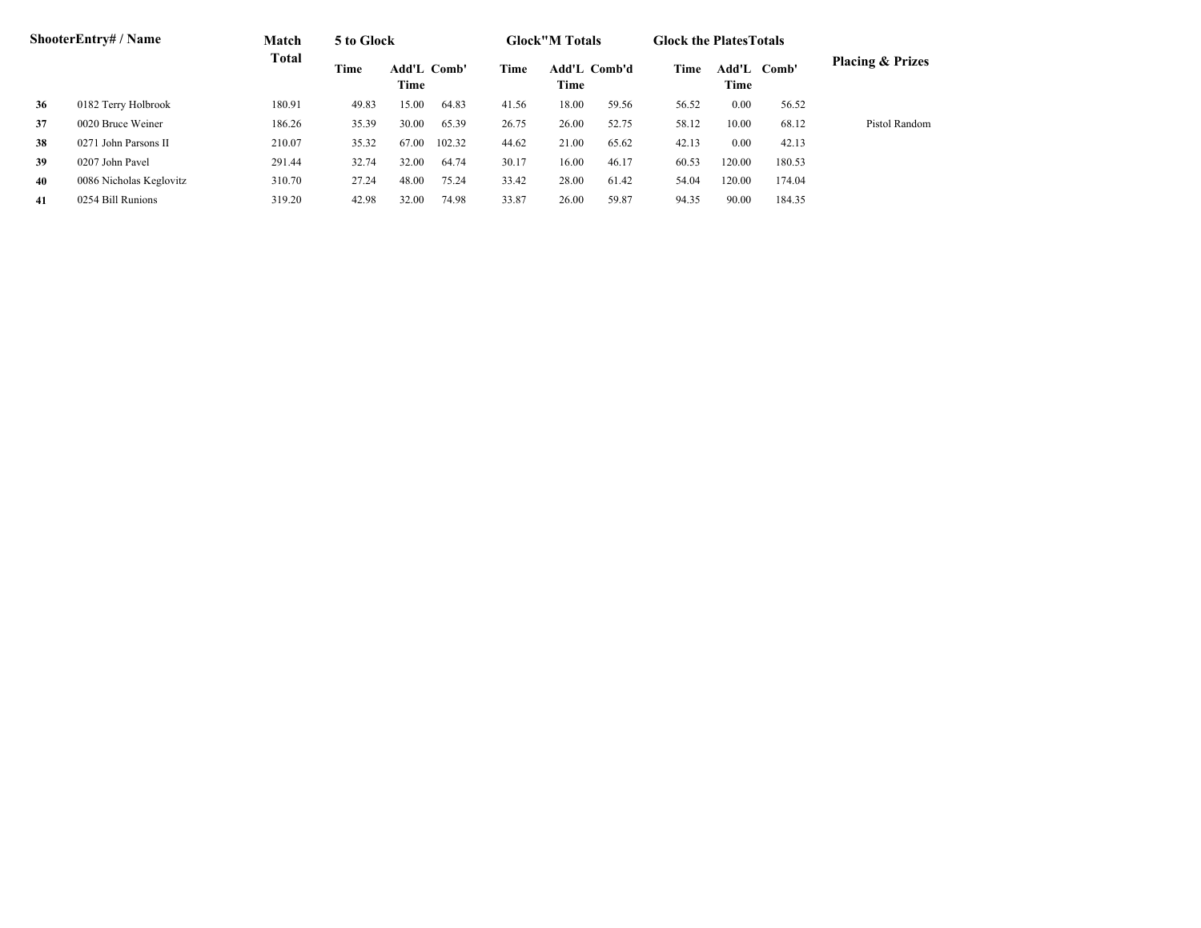| Shooter | Entry# / Name | Match Total | 5 to Glock | | | Glock"M Totals | | | Glock the PlatesTotals | | | Placing & Prizes |
|---|---|---|---|---|---|---|---|---|---|---|---|---|
| | | | Time | Add'L Time | Comb' | Time | Add'L Time | Comb'd | Time | Add'L Time | Comb' | |
| **36** | 0182 Terry Holbrook | 180.91 | 49.83 | 15.00 | 64.83 | 41.56 | 18.00 | 59.56 | 56.52 | 0.00 | 56.52 | |
| **37** | 0020 Bruce Weiner | 186.26 | 35.39 | 30.00 | 65.39 | 26.75 | 26.00 | 52.75 | 58.12 | 10.00 | 68.12 | Pistol Random |
| **38** | 0271 John Parsons II | 210.07 | 35.32 | 67.00 | 102.32 | 44.62 | 21.00 | 65.62 | 42.13 | 0.00 | 42.13 | |
| **39** | 0207 John Pavel | 291.44 | 32.74 | 32.00 | 64.74 | 30.17 | 16.00 | 46.17 | 60.53 | 120.00 | 180.53 | |
| **40** | 0086 Nicholas Keglovitz | 310.70 | 27.24 | 48.00 | 75.24 | 33.42 | 28.00 | 61.42 | 54.04 | 120.00 | 174.04 | |
| **41** | 0254 Bill Runions | 319.20 | 42.98 | 32.00 | 74.98 | 33.87 | 26.00 | 59.87 | 94.35 | 90.00 | 184.35 | |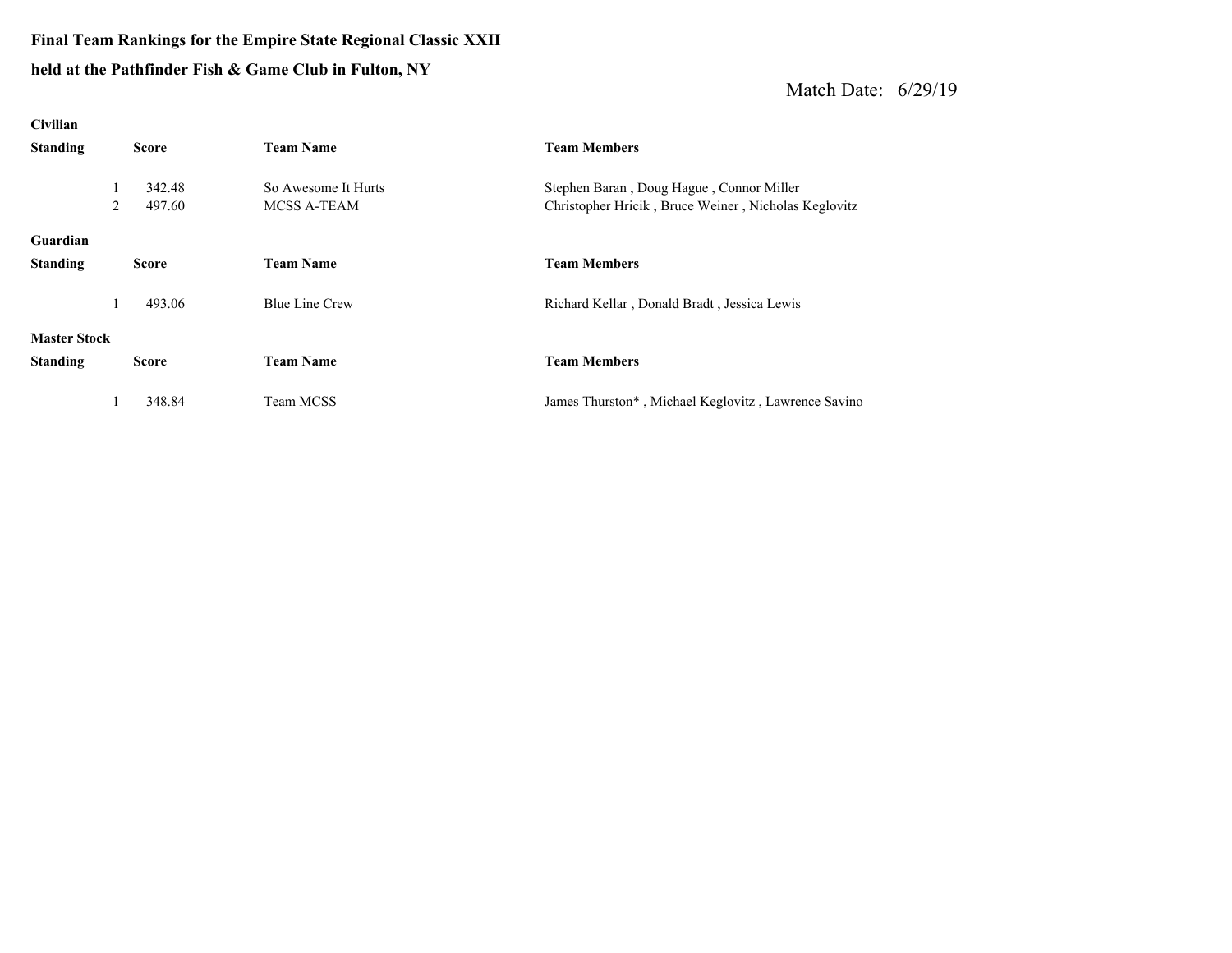**Final Team Rankings for the Empire State Regional Classic XXII**

**held at the Pathfinder Fish & Game Club in Fulton, NY**

Match Date: 6/29/19

**Civilian**

| Standing | Score | Team Name | Team Members |
|---|---|---|---|
| 1 | 342.48 | So Awesome It Hurts | Stephen Baran , Doug Hague , Connor Miller |
| 2 | 497.60 | MCSS A-TEAM | Christopher Hricik , Bruce Weiner , Nicholas Keglovitz |

**Guardian**

| Standing | Score | Team Name | Team Members |
|---|---|---|---|
| 1 | 493.06 | Blue Line Crew | Richard Kellar , Donald Bradt , Jessica Lewis |

**Master Stock**

| Standing | Score | Team Name | Team Members |
|---|---|---|---|
| 1 | 348.84 | Team MCSS | James Thurston* , Michael Keglovitz , Lawrence Savino |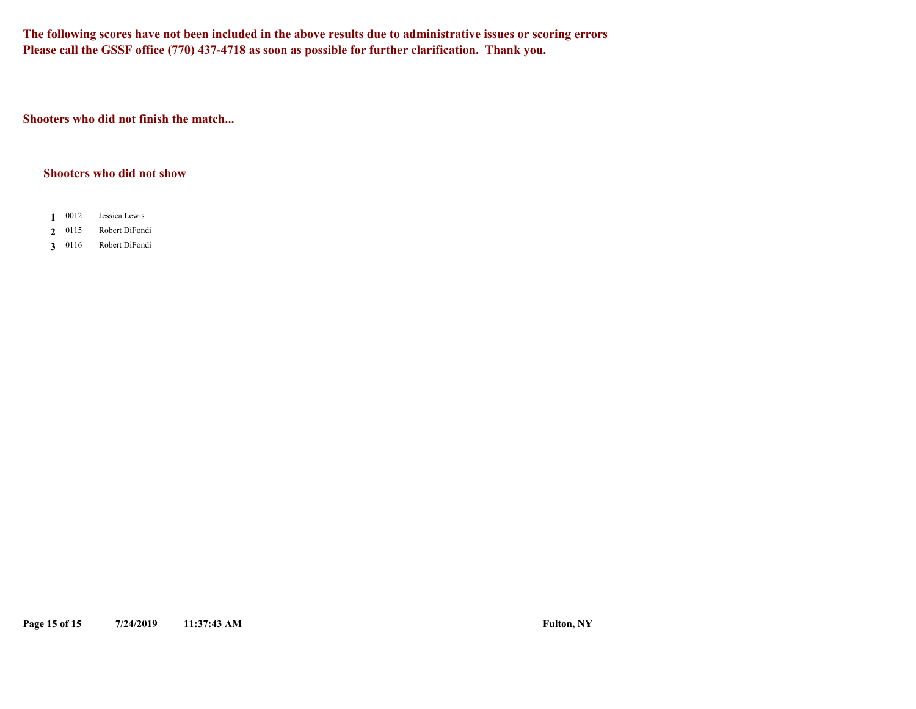**The following scores have not been included in the above results due to administrative issues or scoring errors**
**Please call the GSSF office (770) 437-4718 as soon as possible for further clarification. Thank you.**

**Shooters who did not finish the match...**

**Shooters who did not show**

| | | |
|---|---|---|
| **1** | 0012 | Jessica Lewis |
| **2** | 0115 | Robert DiFondi |
| **3** | 0116 | Robert DiFondi |